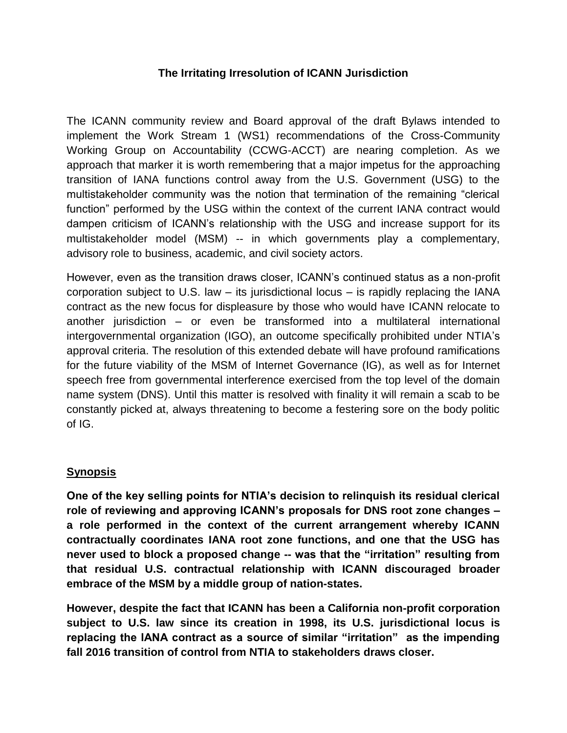# The Irritating Irresolution of ICANN Jurisdiction

The ICANN community review and Board approval of the draft Bylaws intended to implement the Work Stream 1 (WS1) recommendations of the Cross-Community Working Group on Accountability (CCWG-ACCT) are nearing completion. As we approach that marker it is worth remembering that a major impetus for the approaching transition of IANA functions control away from the U.S. Government (USG) to the multistakeholder community was the notion that termination of the remaining "clerical function" performed by the USG within the context of the current IANA contract would dampen criticism of ICANN's relationship with the USG and increase support for its multistakeholder model (MSM) -- in which governments play a complementary, advisory role to business, academic, and civil society actors.

However, even as the transition draws closer, ICANN's continued status as a non-profit corporation subject to U.S. law – its jurisdictional locus – is rapidly replacing the IANA contract as the new focus for displeasure by those who would have ICANN relocate to another jurisdiction – or even be transformed into a multilateral international intergovernmental organization (IGO), an outcome specifically prohibited under NTIA's approval criteria. The resolution of this extended debate will have profound ramifications for the future viability of the MSM of Internet Governance (IG), as well as for Internet speech free from governmental interference exercised from the top level of the domain name system (DNS). Until this matter is resolved with finality it will remain a scab to be constantly picked at, always threatening to become a festering sore on the body politic of IG.

## Synopsis

**One of the key selling points for NTIA's decision to relinquish its residual clerical role of reviewing and approving ICANN's proposals for DNS root zone changes – a role performed in the context of the current arrangement whereby ICANN contractually coordinates IANA root zone functions, and one that the USG has never used to block a proposed change -- was that the "irritation" resulting from that residual U.S. contractual relationship with ICANN discouraged broader embrace of the MSM by a middle group of nation-states.**

**However, despite the fact that ICANN has been a California non-profit corporation subject to U.S. law since its creation in 1998, its U.S. jurisdictional locus is replacing the IANA contract as a source of similar "irritation" as the impending fall 2016 transition of control from NTIA to stakeholders draws closer.**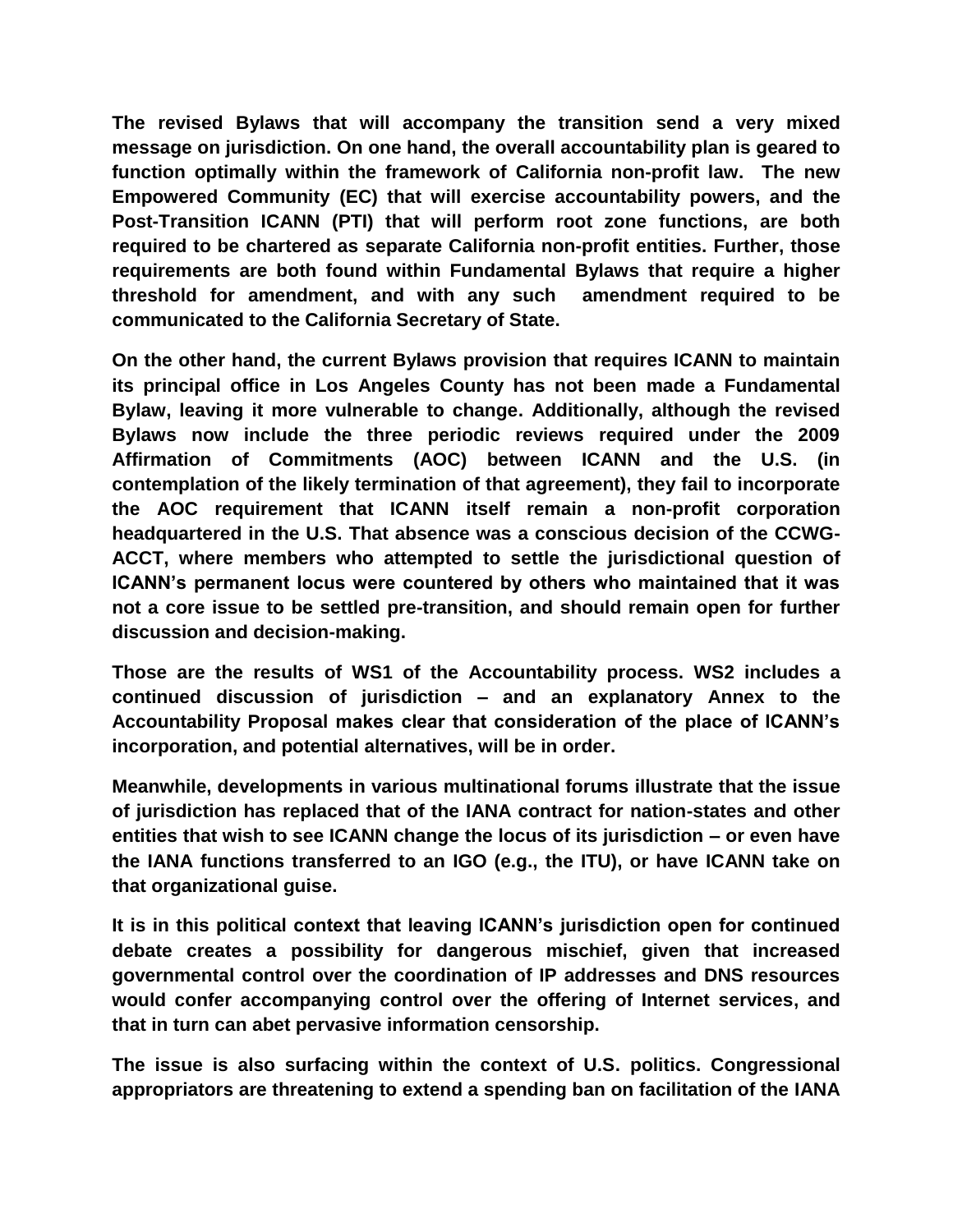**The revised Bylaws that will accompany the transition send a very mixed message on jurisdiction. On one hand, the overall accountability plan is geared to function optimally within the framework of California non-profit law. The new Empowered Community (EC) that will exercise accountability powers, and the Post-Transition ICANN (PTI) that will perform root zone functions, are both required to be chartered as separate California non-profit entities. Further, those requirements are both found within Fundamental Bylaws that require a higher threshold for amendment, and with any such amendment required to be communicated to the California Secretary of State.**

**On the other hand, the current Bylaws provision that requires ICANN to maintain its principal office in Los Angeles County has not been made a Fundamental Bylaw, leaving it more vulnerable to change. Additionally, although the revised Bylaws now include the three periodic reviews required under the 2009 Affirmation of Commitments (AOC) between ICANN and the U.S. (in contemplation of the likely termination of that agreement), they fail to incorporate the AOC requirement that ICANN itself remain a non-profit corporation headquartered in the U.S. That absence was a conscious decision of the CCWG-ACCT, where members who attempted to settle the jurisdictional question of ICANN's permanent locus were countered by others who maintained that it was not a core issue to be settled pre-transition, and should remain open for further discussion and decision-making.**

**Those are the results of WS1 of the Accountability process. WS2 includes a continued discussion of jurisdiction – and an explanatory Annex to the Accountability Proposal makes clear that consideration of the place of ICANN's incorporation, and potential alternatives, will be in order.**

**Meanwhile, developments in various multinational forums illustrate that the issue of jurisdiction has replaced that of the IANA contract for nation-states and other entities that wish to see ICANN change the locus of its jurisdiction – or even have the IANA functions transferred to an IGO (e.g., the ITU), or have ICANN take on that organizational guise.**

**It is in this political context that leaving ICANN's jurisdiction open for continued debate creates a possibility for dangerous mischief, given that increased governmental control over the coordination of IP addresses and DNS resources would confer accompanying control over the offering of Internet services, and that in turn can abet pervasive information censorship.**

**The issue is also surfacing within the context of U.S. politics. Congressional appropriators are threatening to extend a spending ban on facilitation of the IANA**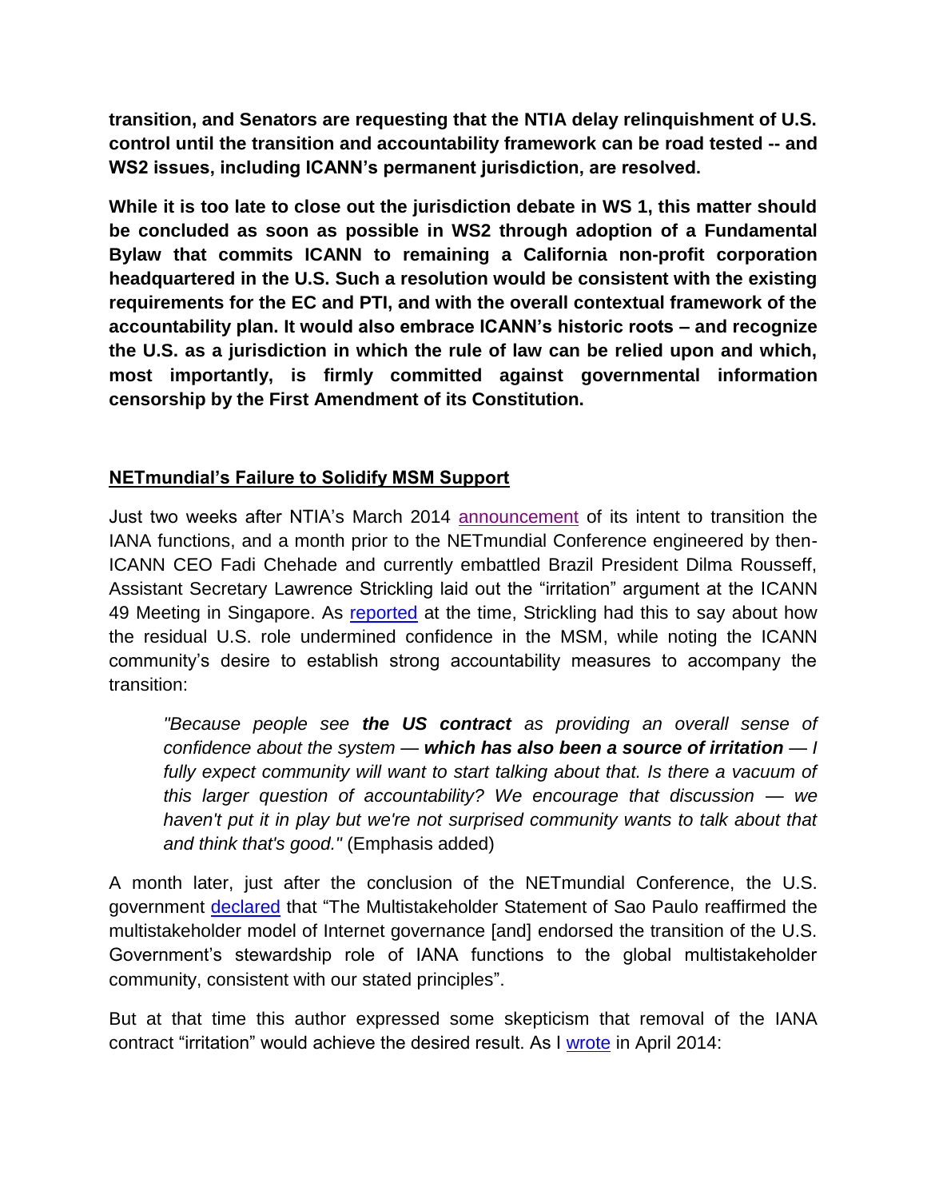**transition, and Senators are requesting that the NTIA delay relinquishment of U.S. control until the transition and accountability framework can be road tested -- and WS2 issues, including ICANN's permanent jurisdiction, are resolved.**

**While it is too late to close out the jurisdiction debate in WS 1, this matter should be concluded as soon as possible in WS2 through adoption of a Fundamental Bylaw that commits ICANN to remaining a California non-profit corporation headquartered in the U.S. Such a resolution would be consistent with the existing requirements for the EC and PTI, and with the overall contextual framework of the accountability plan. It would also embrace ICANN's historic roots – and recognize the U.S. as a jurisdiction in which the rule of law can be relied upon and which, most importantly, is firmly committed against governmental information censorship by the First Amendment of its Constitution.**

## NETmundial's Failure to Solidify MSM Support

Just two weeks after NTIA's March 2014 announcement of its intent to transition the IANA functions, and a month prior to the NETmundial Conference engineered by then-ICANN CEO Fadi Chehade and currently embattled Brazil President Dilma Rousseff, Assistant Secretary Lawrence Strickling laid out the "irritation" argument at the ICANN 49 Meeting in Singapore. As reported at the time, Strickling had this to say about how the residual U.S. role undermined confidence in the MSM, while noting the ICANN community's desire to establish strong accountability measures to accompany the transition:

> *"Because people see **the US contract** as providing an overall sense of confidence about the system — **which has also been a source of irritation** — I fully expect community will want to start talking about that. Is there a vacuum of this larger question of accountability? We encourage that discussion — we haven't put it in play but we're not surprised community wants to talk about that and think that's good."* (Emphasis added)

A month later, just after the conclusion of the NETmundial Conference, the U.S. government declared that "The Multistakeholder Statement of Sao Paulo reaffirmed the multistakeholder model of Internet governance [and] endorsed the transition of the U.S. Government's stewardship role of IANA functions to the global multistakeholder community, consistent with our stated principles".

But at that time this author expressed some skepticism that removal of the IANA contract "irritation" would achieve the desired result. As I wrote in April 2014: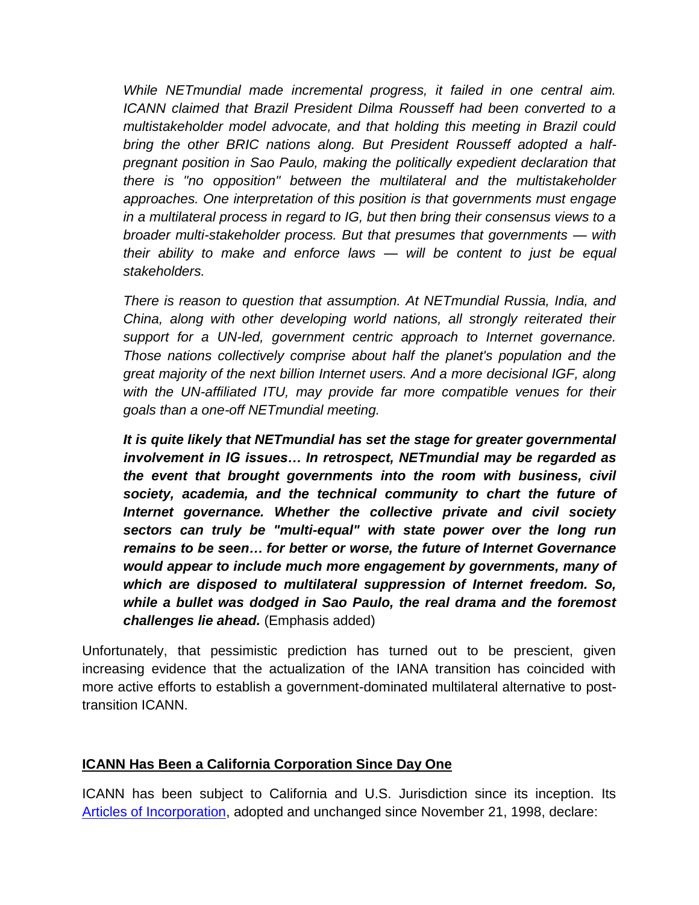> *While NETmundial made incremental progress, it failed in one central aim. ICANN claimed that Brazil President Dilma Rousseff had been converted to a multistakeholder model advocate, and that holding this meeting in Brazil could bring the other BRIC nations along. But President Rousseff adopted a half-pregnant position in Sao Paulo, making the politically expedient declaration that there is "no opposition" between the multilateral and the multistakeholder approaches. One interpretation of this position is that governments must engage in a multilateral process in regard to IG, but then bring their consensus views to a broader multi-stakeholder process. But that presumes that governments — with their ability to make and enforce laws — will be content to just be equal stakeholders.*
>
> *There is reason to question that assumption. At NETmundial Russia, India, and China, along with other developing world nations, all strongly reiterated their support for a UN-led, government centric approach to Internet governance. Those nations collectively comprise about half the planet's population and the great majority of the next billion Internet users. And a more decisional IGF, along with the UN-affiliated ITU, may provide far more compatible venues for their goals than a one-off NETmundial meeting.*
>
> ***It is quite likely that NETmundial has set the stage for greater governmental involvement in IG issues… In retrospect, NETmundial may be regarded as the event that brought governments into the room with business, civil society, academia, and the technical community to chart the future of Internet governance. Whether the collective private and civil society sectors can truly be "multi-equal" with state power over the long run remains to be seen… for better or worse, the future of Internet Governance would appear to include much more engagement by governments, many of which are disposed to multilateral suppression of Internet freedom. So, while a bullet was dodged in Sao Paulo, the real drama and the foremost challenges lie ahead.*** (Emphasis added)

Unfortunately, that pessimistic prediction has turned out to be prescient, given increasing evidence that the actualization of the IANA transition has coincided with more active efforts to establish a government-dominated multilateral alternative to post-transition ICANN.

## ICANN Has Been a California Corporation Since Day One

ICANN has been subject to California and U.S. Jurisdiction since its inception. Its Articles of Incorporation, adopted and unchanged since November 21, 1998, declare: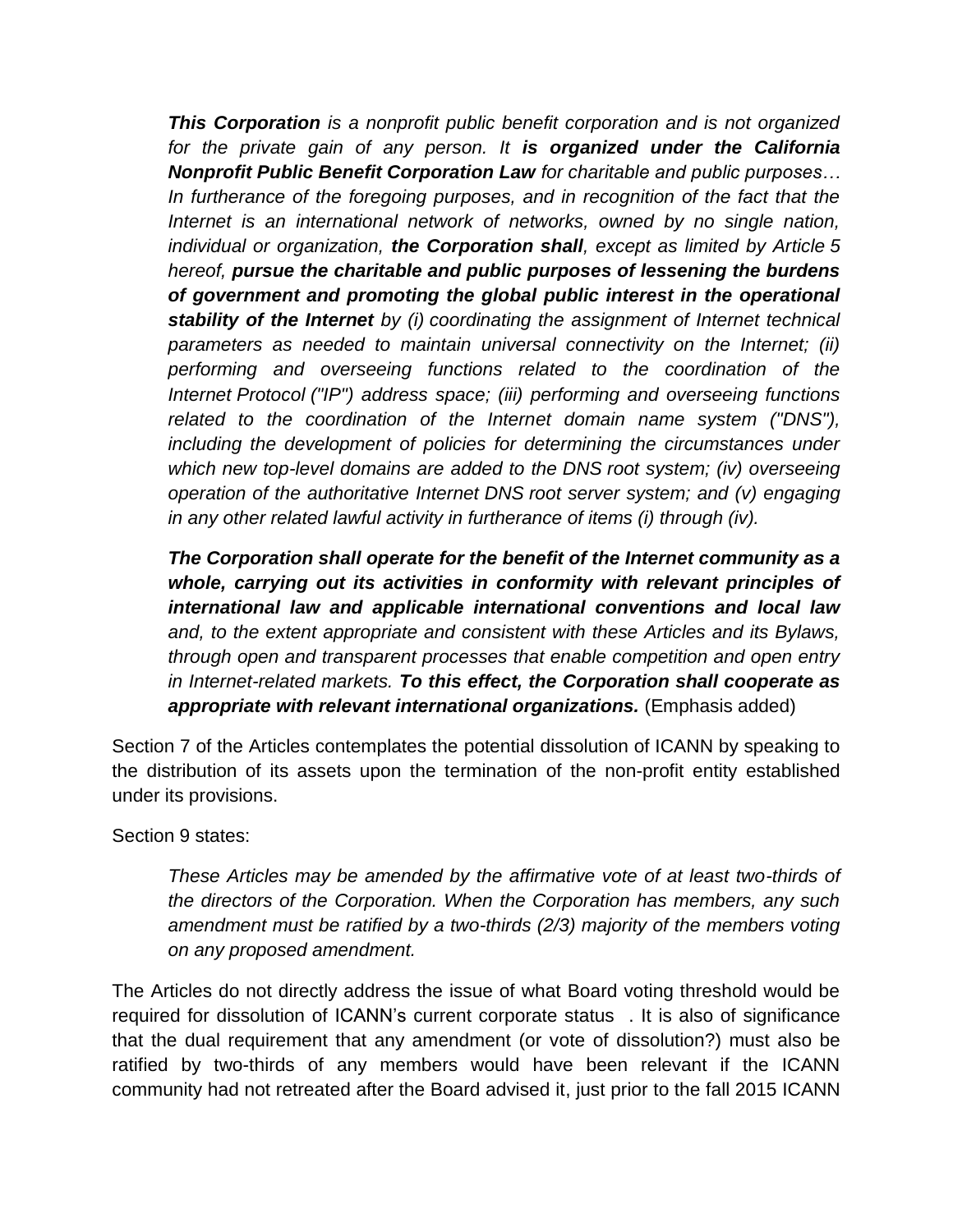> ***This Corporation** is a nonprofit public benefit corporation and is not organized for the private gain of any person. It **is organized under the California Nonprofit Public Benefit Corporation Law** for charitable and public purposes… In furtherance of the foregoing purposes, and in recognition of the fact that the Internet is an international network of networks, owned by no single nation, individual or organization, **the Corporation shall**, except as limited by Article 5 hereof, **pursue the charitable and public purposes of lessening the burdens of government and promoting the global public interest in the operational stability of the Internet** by (i) coordinating the assignment of Internet technical parameters as needed to maintain universal connectivity on the Internet; (ii) performing and overseeing functions related to the coordination of the Internet Protocol ("IP") address space; (iii) performing and overseeing functions related to the coordination of the Internet domain name system ("DNS"), including the development of policies for determining the circumstances under which new top-level domains are added to the DNS root system; (iv) overseeing operation of the authoritative Internet DNS root server system; and (v) engaging in any other related lawful activity in furtherance of items (i) through (iv).*
>
> ***The Corporation shall operate for the benefit of the Internet community as a whole, carrying out its activities in conformity with relevant principles of international law and applicable international conventions and local law** and, to the extent appropriate and consistent with these Articles and its Bylaws, through open and transparent processes that enable competition and open entry in Internet-related markets. **To this effect, the Corporation shall cooperate as appropriate with relevant international organizations.*** (Emphasis added)

Section 7 of the Articles contemplates the potential dissolution of ICANN by speaking to the distribution of its assets upon the termination of the non-profit entity established under its provisions.

Section 9 states:

> *These Articles may be amended by the affirmative vote of at least two-thirds of the directors of the Corporation. When the Corporation has members, any such amendment must be ratified by a two-thirds (2/3) majority of the members voting on any proposed amendment.*

The Articles do not directly address the issue of what Board voting threshold would be required for dissolution of ICANN's current corporate status . It is also of significance that the dual requirement that any amendment (or vote of dissolution?) must also be ratified by two-thirds of any members would have been relevant if the ICANN community had not retreated after the Board advised it, just prior to the fall 2015 ICANN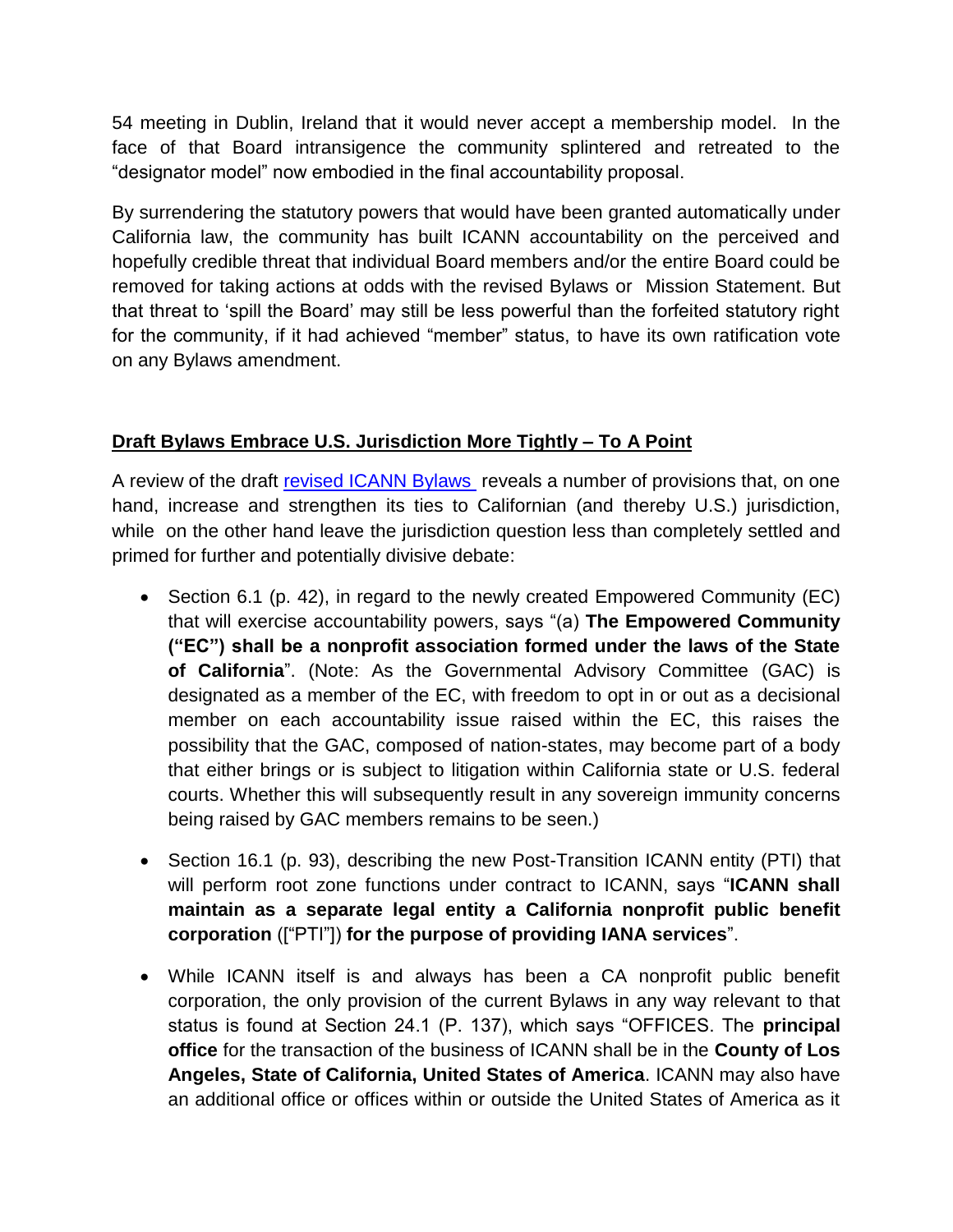54 meeting in Dublin, Ireland that it would never accept a membership model. In the face of that Board intransigence the community splintered and retreated to the "designator model" now embodied in the final accountability proposal.

By surrendering the statutory powers that would have been granted automatically under California law, the community has built ICANN accountability on the perceived and hopefully credible threat that individual Board members and/or the entire Board could be removed for taking actions at odds with the revised Bylaws or Mission Statement. But that threat to 'spill the Board' may still be less powerful than the forfeited statutory right for the community, if it had achieved "member" status, to have its own ratification vote on any Bylaws amendment.

## Draft Bylaws Embrace U.S. Jurisdiction More Tightly – To A Point

A review of the draft revised ICANN Bylaws reveals a number of provisions that, on one hand, increase and strengthen its ties to Californian (and thereby U.S.) jurisdiction, while on the other hand leave the jurisdiction question less than completely settled and primed for further and potentially divisive debate:

- Section 6.1 (p. 42), in regard to the newly created Empowered Community (EC) that will exercise accountability powers, says "(a) **The Empowered Community ("EC") shall be a nonprofit association formed under the laws of the State of California**". (Note: As the Governmental Advisory Committee (GAC) is designated as a member of the EC, with freedom to opt in or out as a decisional member on each accountability issue raised within the EC, this raises the possibility that the GAC, composed of nation-states, may become part of a body that either brings or is subject to litigation within California state or U.S. federal courts. Whether this will subsequently result in any sovereign immunity concerns being raised by GAC members remains to be seen.)
- Section 16.1 (p. 93), describing the new Post-Transition ICANN entity (PTI) that will perform root zone functions under contract to ICANN, says "**ICANN shall maintain as a separate legal entity a California nonprofit public benefit corporation** (["PTI"]) **for the purpose of providing IANA services**".
- While ICANN itself is and always has been a CA nonprofit public benefit corporation, the only provision of the current Bylaws in any way relevant to that status is found at Section 24.1 (P. 137), which says "OFFICES. The **principal office** for the transaction of the business of ICANN shall be in the **County of Los Angeles, State of California, United States of America**. ICANN may also have an additional office or offices within or outside the United States of America as it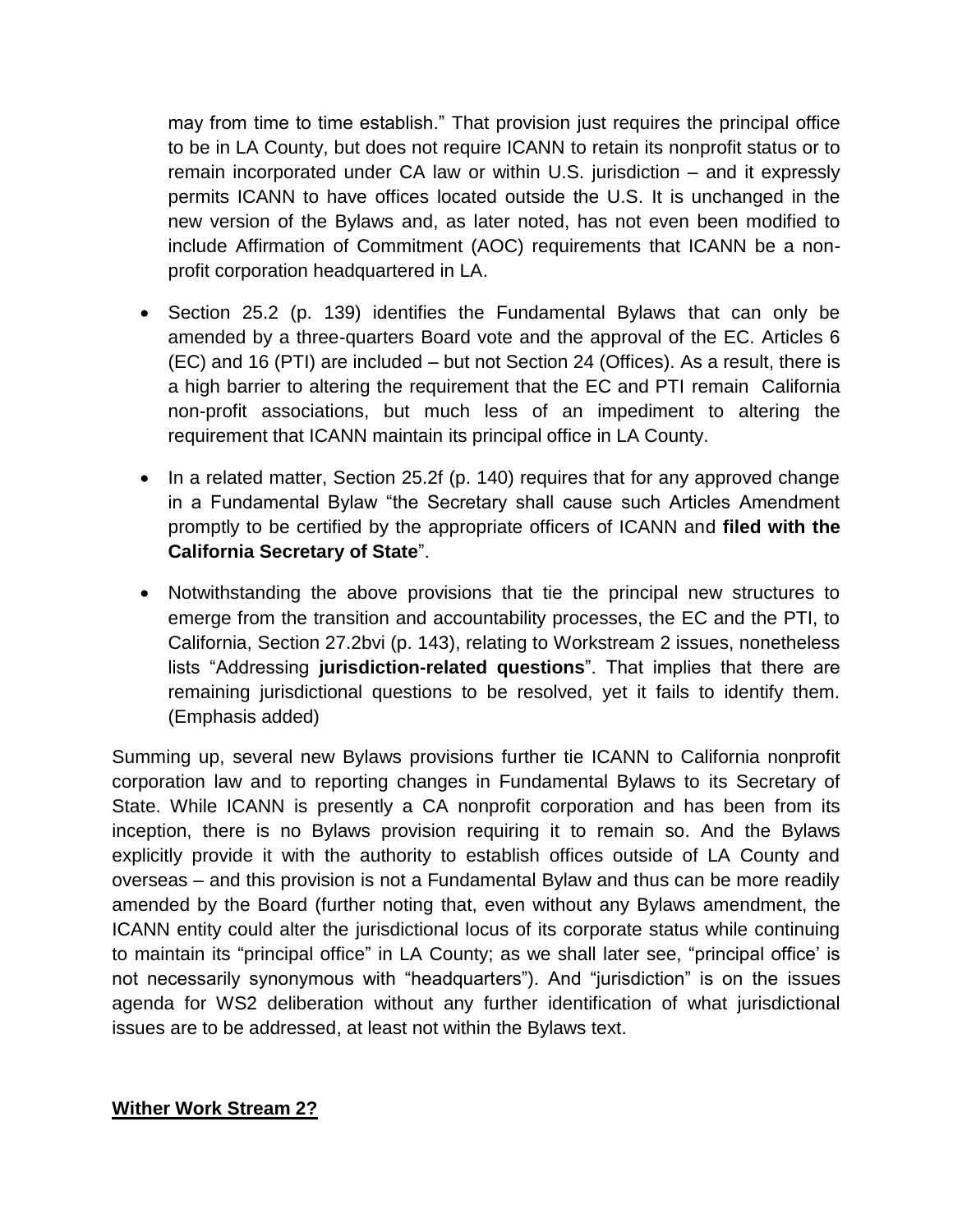may from time to time establish." That provision just requires the principal office to be in LA County, but does not require ICANN to retain its nonprofit status or to remain incorporated under CA law or within U.S. jurisdiction – and it expressly permits ICANN to have offices located outside the U.S. It is unchanged in the new version of the Bylaws and, as later noted, has not even been modified to include Affirmation of Commitment (AOC) requirements that ICANN be a non-profit corporation headquartered in LA.

- Section 25.2 (p. 139) identifies the Fundamental Bylaws that can only be amended by a three-quarters Board vote and the approval of the EC. Articles 6 (EC) and 16 (PTI) are included – but not Section 24 (Offices). As a result, there is a high barrier to altering the requirement that the EC and PTI remain California non-profit associations, but much less of an impediment to altering the requirement that ICANN maintain its principal office in LA County.

- In a related matter, Section 25.2f (p. 140) requires that for any approved change in a Fundamental Bylaw "the Secretary shall cause such Articles Amendment promptly to be certified by the appropriate officers of ICANN and **filed with the California Secretary of State**".

- Notwithstanding the above provisions that tie the principal new structures to emerge from the transition and accountability processes, the EC and the PTI, to California, Section 27.2bvi (p. 143), relating to Workstream 2 issues, nonetheless lists "Addressing **jurisdiction-related questions**". That implies that there are remaining jurisdictional questions to be resolved, yet it fails to identify them. (Emphasis added)

Summing up, several new Bylaws provisions further tie ICANN to California nonprofit corporation law and to reporting changes in Fundamental Bylaws to its Secretary of State. While ICANN is presently a CA nonprofit corporation and has been from its inception, there is no Bylaws provision requiring it to remain so. And the Bylaws explicitly provide it with the authority to establish offices outside of LA County and overseas – and this provision is not a Fundamental Bylaw and thus can be more readily amended by the Board (further noting that, even without any Bylaws amendment, the ICANN entity could alter the jurisdictional locus of its corporate status while continuing to maintain its "principal office" in LA County; as we shall later see, "principal office' is not necessarily synonymous with "headquarters"). And "jurisdiction" is on the issues agenda for WS2 deliberation without any further identification of what jurisdictional issues are to be addressed, at least not within the Bylaws text.

## **Wither Work Stream 2?**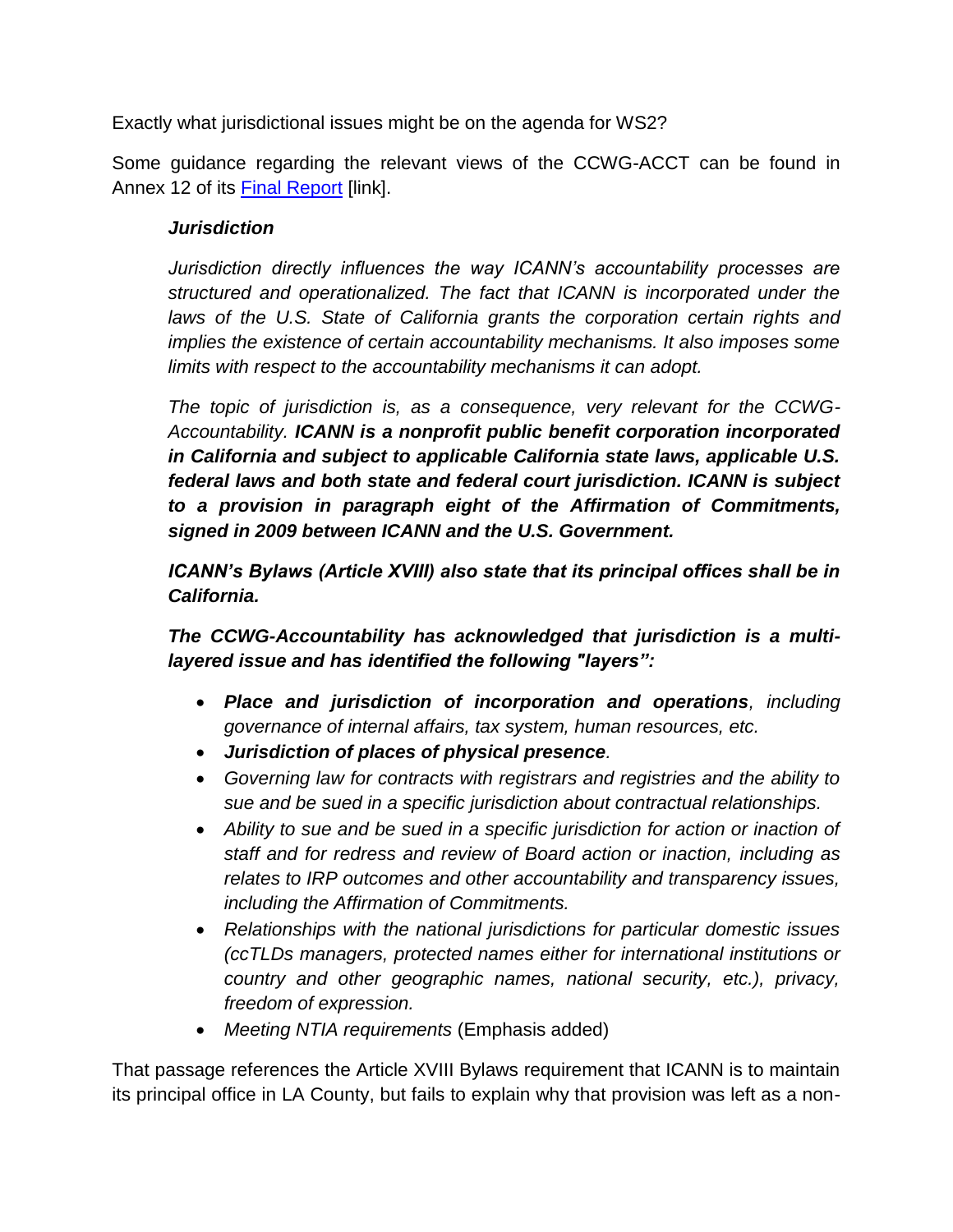Exactly what jurisdictional issues might be on the agenda for WS2?

Some guidance regarding the relevant views of the CCWG-ACCT can be found in Annex 12 of its [Final Report](#) [link].

> ***Jurisdiction***
>
> *Jurisdiction directly influences the way ICANN's accountability processes are structured and operationalized. The fact that ICANN is incorporated under the laws of the U.S. State of California grants the corporation certain rights and implies the existence of certain accountability mechanisms. It also imposes some limits with respect to the accountability mechanisms it can adopt.*
>
> *The topic of jurisdiction is, as a consequence, very relevant for the CCWG-Accountability.* ***ICANN is a nonprofit public benefit corporation incorporated in California and subject to applicable California state laws, applicable U.S. federal laws and both state and federal court jurisdiction. ICANN is subject to a provision in paragraph eight of the Affirmation of Commitments, signed in 2009 between ICANN and the U.S. Government.***
>
> ***ICANN's Bylaws (Article XVIII) also state that its principal offices shall be in California.***
>
> ***The CCWG-Accountability has acknowledged that jurisdiction is a multi-layered issue and has identified the following "layers":***
>
> - ***Place and jurisdiction of incorporation and operations****, including governance of internal affairs, tax system, human resources, etc.*
> - ***Jurisdiction of places of physical presence****.*
> - *Governing law for contracts with registrars and registries and the ability to sue and be sued in a specific jurisdiction about contractual relationships.*
> - *Ability to sue and be sued in a specific jurisdiction for action or inaction of staff and for redress and review of Board action or inaction, including as relates to IRP outcomes and other accountability and transparency issues, including the Affirmation of Commitments.*
> - *Relationships with the national jurisdictions for particular domestic issues (ccTLDs managers, protected names either for international institutions or country and other geographic names, national security, etc.), privacy, freedom of expression.*
> - *Meeting NTIA requirements* (Emphasis added)

That passage references the Article XVIII Bylaws requirement that ICANN is to maintain its principal office in LA County, but fails to explain why that provision was left as a non-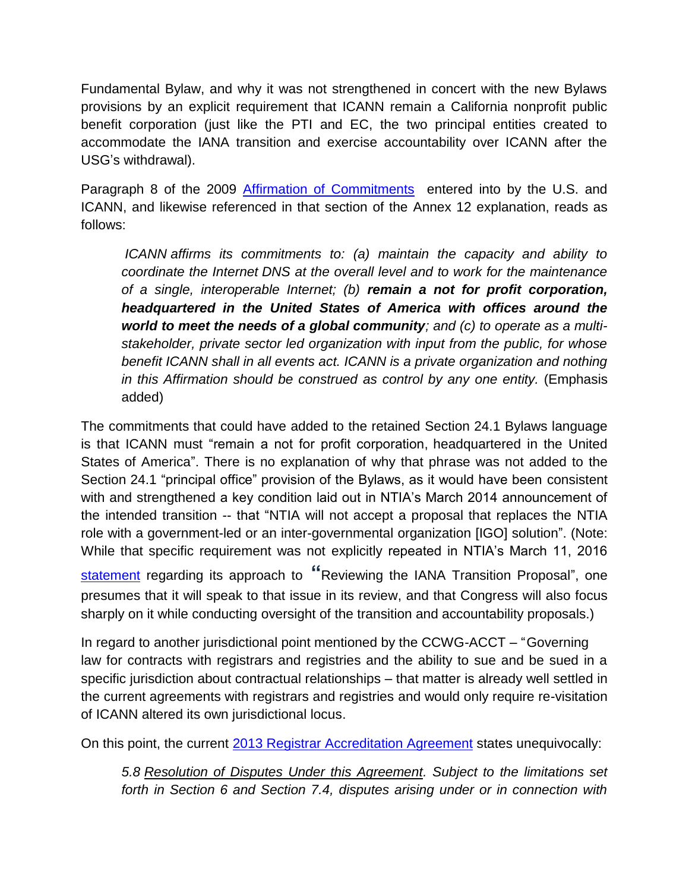Fundamental Bylaw, and why it was not strengthened in concert with the new Bylaws provisions by an explicit requirement that ICANN remain a California nonprofit public benefit corporation (just like the PTI and EC, the two principal entities created to accommodate the IANA transition and exercise accountability over ICANN after the USG's withdrawal).

Paragraph 8 of the 2009 Affirmation of Commitments entered into by the U.S. and ICANN, and likewise referenced in that section of the Annex 12 explanation, reads as follows:

> *ICANN affirms its commitments to: (a) maintain the capacity and ability to coordinate the Internet DNS at the overall level and to work for the maintenance of a single, interoperable Internet; (b)* ***remain a not for profit corporation, headquartered in the United States of America with offices around the world to meet the needs of a global community****; and (c) to operate as a multi-stakeholder, private sector led organization with input from the public, for whose benefit ICANN shall in all events act. ICANN is a private organization and nothing in this Affirmation should be construed as control by any one entity.* (Emphasis added)

The commitments that could have added to the retained Section 24.1 Bylaws language is that ICANN must "remain a not for profit corporation, headquartered in the United States of America". There is no explanation of why that phrase was not added to the Section 24.1 "principal office" provision of the Bylaws, as it would have been consistent with and strengthened a key condition laid out in NTIA's March 2014 announcement of the intended transition -- that "NTIA will not accept a proposal that replaces the NTIA role with a government-led or an inter-governmental organization [IGO] solution". (Note: While that specific requirement was not explicitly repeated in NTIA's March 11, 2016 statement regarding its approach to "Reviewing the IANA Transition Proposal", one presumes that it will speak to that issue in its review, and that Congress will also focus sharply on it while conducting oversight of the transition and accountability proposals.)

In regard to another jurisdictional point mentioned by the CCWG-ACCT – "Governing law for contracts with registrars and registries and the ability to sue and be sued in a specific jurisdiction about contractual relationships – that matter is already well settled in the current agreements with registrars and registries and would only require re-visitation of ICANN altered its own jurisdictional locus.

On this point, the current 2013 Registrar Accreditation Agreement states unequivocally:

> *5.8 <u>Resolution of Disputes Under this Agreement</u>. Subject to the limitations set forth in Section 6 and Section 7.4, disputes arising under or in connection with*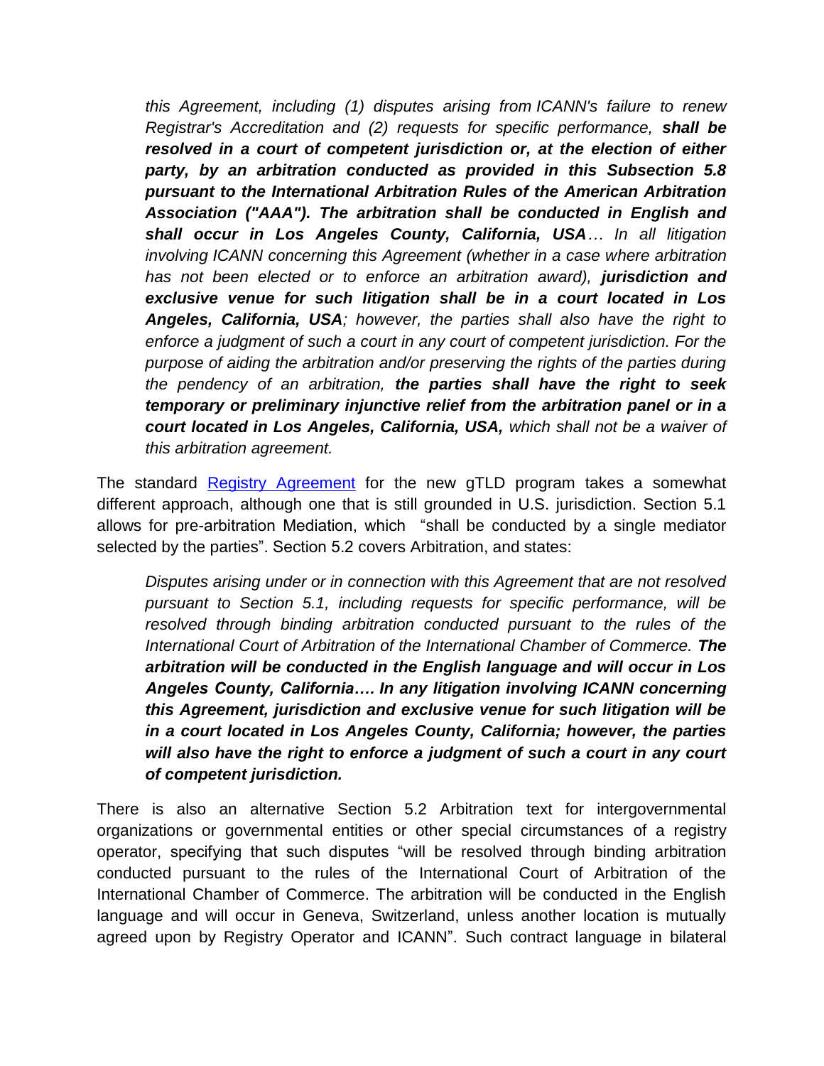> *this Agreement, including (1) disputes arising from ICANN's failure to renew Registrar's Accreditation and (2) requests for specific performance,* ***shall be resolved in a court of competent jurisdiction or, at the election of either party, by an arbitration conducted as provided in this Subsection 5.8 pursuant to the International Arbitration Rules of the American Arbitration Association ("AAA"). The arbitration shall be conducted in English and shall occur in Los Angeles County, California, USA****… In all litigation involving ICANN concerning this Agreement (whether in a case where arbitration has not been elected or to enforce an arbitration award),* ***jurisdiction and exclusive venue for such litigation shall be in a court located in Los Angeles, California, USA****; however, the parties shall also have the right to enforce a judgment of such a court in any court of competent jurisdiction. For the purpose of aiding the arbitration and/or preserving the rights of the parties during the pendency of an arbitration,* ***the parties shall have the right to seek temporary or preliminary injunctive relief from the arbitration panel or in a court located in Los Angeles, California, USA,*** *which shall not be a waiver of this arbitration agreement.*

The standard [Registry Agreement]() for the new gTLD program takes a somewhat different approach, although one that is still grounded in U.S. jurisdiction. Section 5.1 allows for pre-arbitration Mediation, which "shall be conducted by a single mediator selected by the parties". Section 5.2 covers Arbitration, and states:

> *Disputes arising under or in connection with this Agreement that are not resolved pursuant to Section 5.1, including requests for specific performance, will be resolved through binding arbitration conducted pursuant to the rules of the International Court of Arbitration of the International Chamber of Commerce.* ***The arbitration will be conducted in the English language and will occur in Los Angeles County, California…. In any litigation involving ICANN concerning this Agreement, jurisdiction and exclusive venue for such litigation will be in a court located in Los Angeles County, California; however, the parties will also have the right to enforce a judgment of such a court in any court of competent jurisdiction.***

There is also an alternative Section 5.2 Arbitration text for intergovernmental organizations or governmental entities or other special circumstances of a registry operator, specifying that such disputes "will be resolved through binding arbitration conducted pursuant to the rules of the International Court of Arbitration of the International Chamber of Commerce. The arbitration will be conducted in the English language and will occur in Geneva, Switzerland, unless another location is mutually agreed upon by Registry Operator and ICANN". Such contract language in bilateral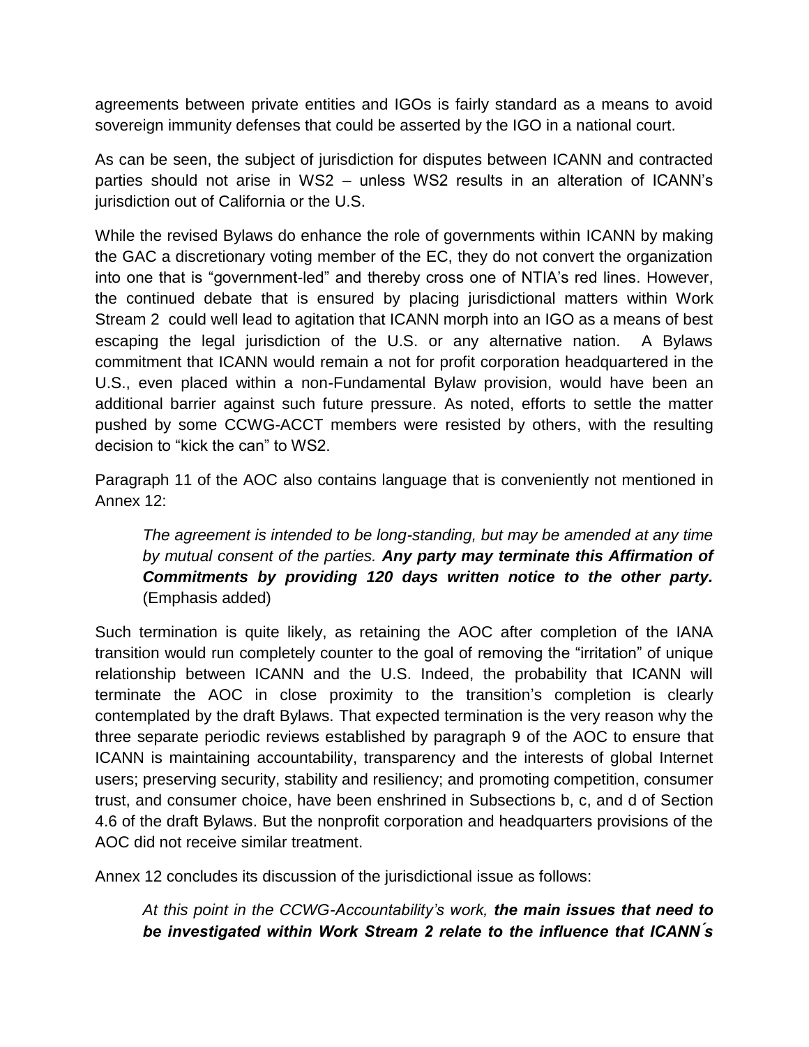agreements between private entities and IGOs is fairly standard as a means to avoid sovereign immunity defenses that could be asserted by the IGO in a national court.

As can be seen, the subject of jurisdiction for disputes between ICANN and contracted parties should not arise in WS2 – unless WS2 results in an alteration of ICANN's jurisdiction out of California or the U.S.

While the revised Bylaws do enhance the role of governments within ICANN by making the GAC a discretionary voting member of the EC, they do not convert the organization into one that is "government-led" and thereby cross one of NTIA's red lines. However, the continued debate that is ensured by placing jurisdictional matters within Work Stream 2 could well lead to agitation that ICANN morph into an IGO as a means of best escaping the legal jurisdiction of the U.S. or any alternative nation. A Bylaws commitment that ICANN would remain a not for profit corporation headquartered in the U.S., even placed within a non-Fundamental Bylaw provision, would have been an additional barrier against such future pressure. As noted, efforts to settle the matter pushed by some CCWG-ACCT members were resisted by others, with the resulting decision to "kick the can" to WS2.

Paragraph 11 of the AOC also contains language that is conveniently not mentioned in Annex 12:

> *The agreement is intended to be long-standing, but may be amended at any time by mutual consent of the parties.* ***Any party may terminate this Affirmation of Commitments by providing 120 days written notice to the other party.*** (Emphasis added)

Such termination is quite likely, as retaining the AOC after completion of the IANA transition would run completely counter to the goal of removing the "irritation" of unique relationship between ICANN and the U.S. Indeed, the probability that ICANN will terminate the AOC in close proximity to the transition's completion is clearly contemplated by the draft Bylaws. That expected termination is the very reason why the three separate periodic reviews established by paragraph 9 of the AOC to ensure that ICANN is maintaining accountability, transparency and the interests of global Internet users; preserving security, stability and resiliency; and promoting competition, consumer trust, and consumer choice, have been enshrined in Subsections b, c, and d of Section 4.6 of the draft Bylaws. But the nonprofit corporation and headquarters provisions of the AOC did not receive similar treatment.

Annex 12 concludes its discussion of the jurisdictional issue as follows:

> *At this point in the CCWG-Accountability's work,* ***the main issues that need to be investigated within Work Stream 2 relate to the influence that ICANN´s***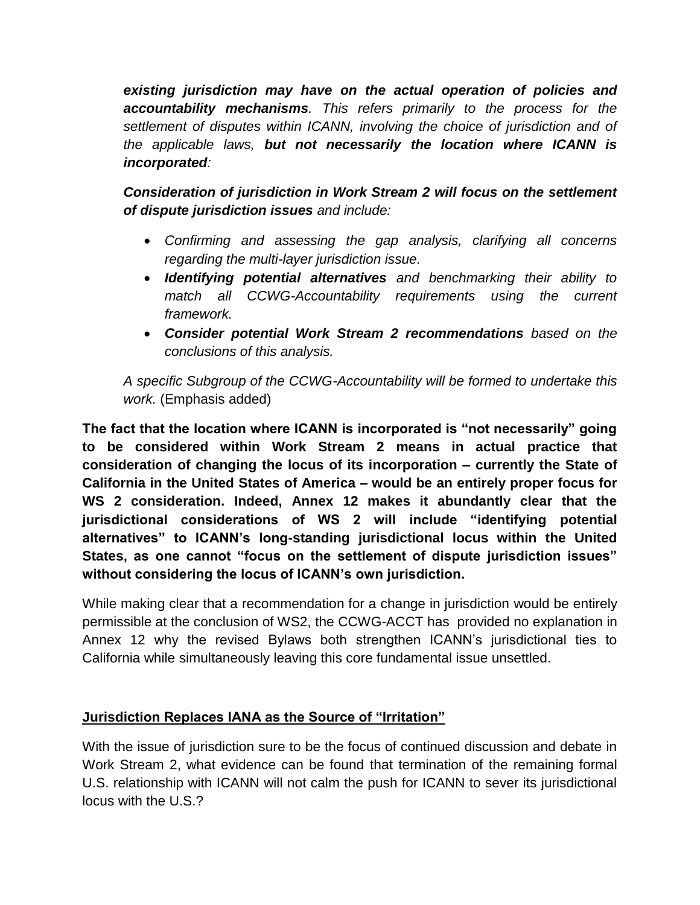*existing jurisdiction may have on the actual operation of policies and* ***accountability mechanisms****. This refers primarily to the process for the settlement of disputes within ICANN, involving the choice of jurisdiction and of the applicable laws,* ***but not necessarily the location where ICANN is incorporated****:*

***Consideration of jurisdiction in Work Stream 2 will focus on the settlement of dispute jurisdiction issues*** *and include:*

- *Confirming and assessing the gap analysis, clarifying all concerns regarding the multi-layer jurisdiction issue.*
- ***Identifying potential alternatives*** *and benchmarking their ability to match all CCWG-Accountability requirements using the current framework.*
- ***Consider potential Work Stream 2 recommendations*** *based on the conclusions of this analysis.*

*A specific Subgroup of the CCWG-Accountability will be formed to undertake this work.* (Emphasis added)

**The fact that the location where ICANN is incorporated is "not necessarily" going to be considered within Work Stream 2 means in actual practice that consideration of changing the locus of its incorporation – currently the State of California in the United States of America – would be an entirely proper focus for WS 2 consideration. Indeed, Annex 12 makes it abundantly clear that the jurisdictional considerations of WS 2 will include "identifying potential alternatives" to ICANN's long-standing jurisdictional locus within the United States, as one cannot "focus on the settlement of dispute jurisdiction issues" without considering the locus of ICANN's own jurisdiction.**

While making clear that a recommendation for a change in jurisdiction would be entirely permissible at the conclusion of WS2, the CCWG-ACCT has provided no explanation in Annex 12 why the revised Bylaws both strengthen ICANN's jurisdictional ties to California while simultaneously leaving this core fundamental issue unsettled.

## Jurisdiction Replaces IANA as the Source of "Irritation"

With the issue of jurisdiction sure to be the focus of continued discussion and debate in Work Stream 2, what evidence can be found that termination of the remaining formal U.S. relationship with ICANN will not calm the push for ICANN to sever its jurisdictional locus with the U.S.?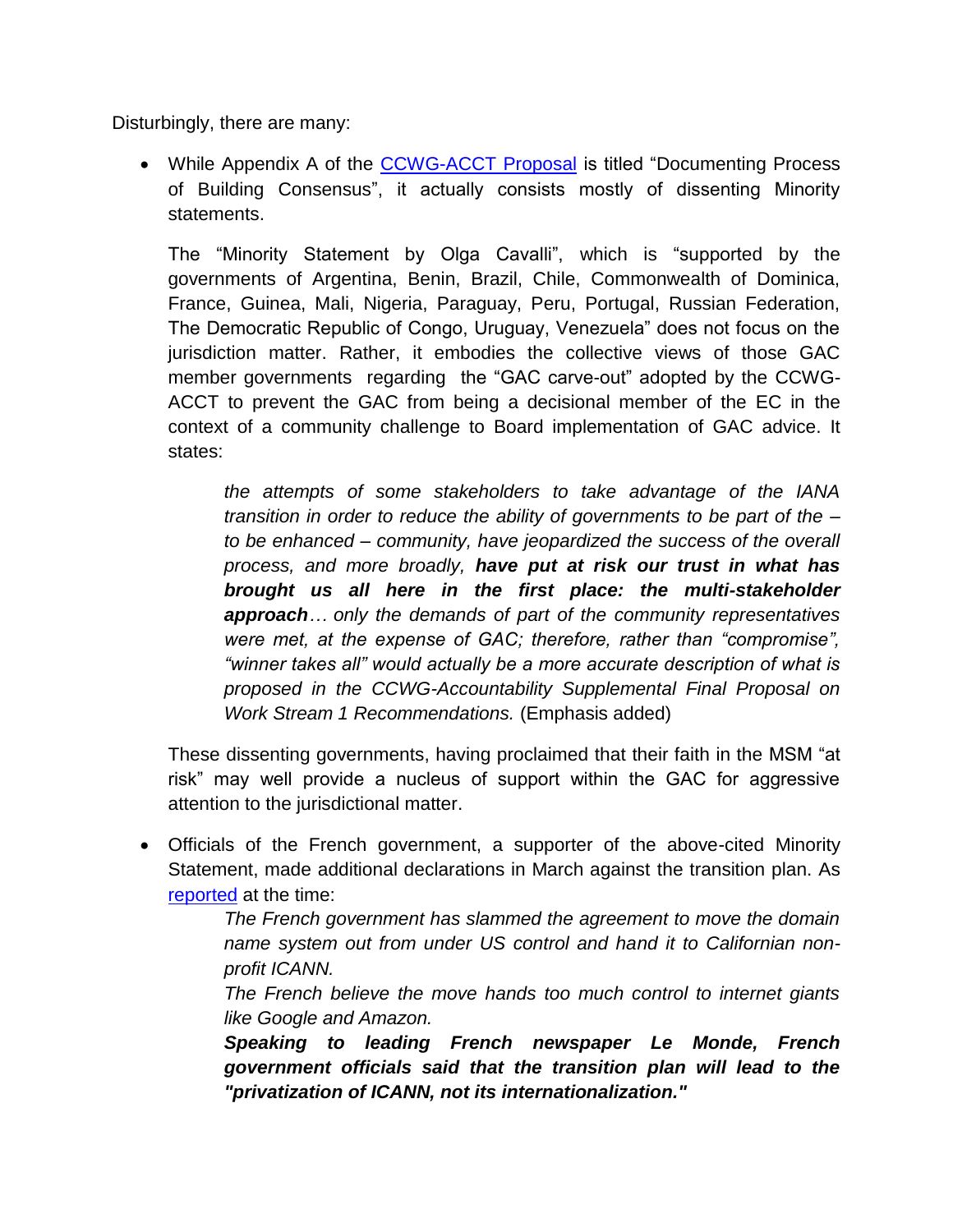Disturbingly, there are many:

- While Appendix A of the [CCWG-ACCT Proposal](#) is titled "Documenting Process of Building Consensus", it actually consists mostly of dissenting Minority statements.

  The "Minority Statement by Olga Cavalli", which is "supported by the governments of Argentina, Benin, Brazil, Chile, Commonwealth of Dominica, France, Guinea, Mali, Nigeria, Paraguay, Peru, Portugal, Russian Federation, The Democratic Republic of Congo, Uruguay, Venezuela" does not focus on the jurisdiction matter. Rather, it embodies the collective views of those GAC member governments regarding the "GAC carve-out" adopted by the CCWG-ACCT to prevent the GAC from being a decisional member of the EC in the context of a community challenge to Board implementation of GAC advice. It states:

  > *the attempts of some stakeholders to take advantage of the IANA transition in order to reduce the ability of governments to be part of the – to be enhanced – community, have jeopardized the success of the overall process, and more broadly,* ***have put at risk our trust in what has brought us all here in the first place: the multi-stakeholder approach****… only the demands of part of the community representatives were met, at the expense of GAC; therefore, rather than "compromise", "winner takes all" would actually be a more accurate description of what is proposed in the CCWG-Accountability Supplemental Final Proposal on Work Stream 1 Recommendations.* (Emphasis added)

  These dissenting governments, having proclaimed that their faith in the MSM "at risk" may well provide a nucleus of support within the GAC for aggressive attention to the jurisdictional matter.

- Officials of the French government, a supporter of the above-cited Minority Statement, made additional declarations in March against the transition plan. As [reported](#) at the time:

  > *The French government has slammed the agreement to move the domain name system out from under US control and hand it to Californian non-profit ICANN.*
  >
  > *The French believe the move hands too much control to internet giants like Google and Amazon.*
  >
  > ***Speaking to leading French newspaper Le Monde, French government officials said that the transition plan will lead to the "privatization of ICANN, not its internationalization."***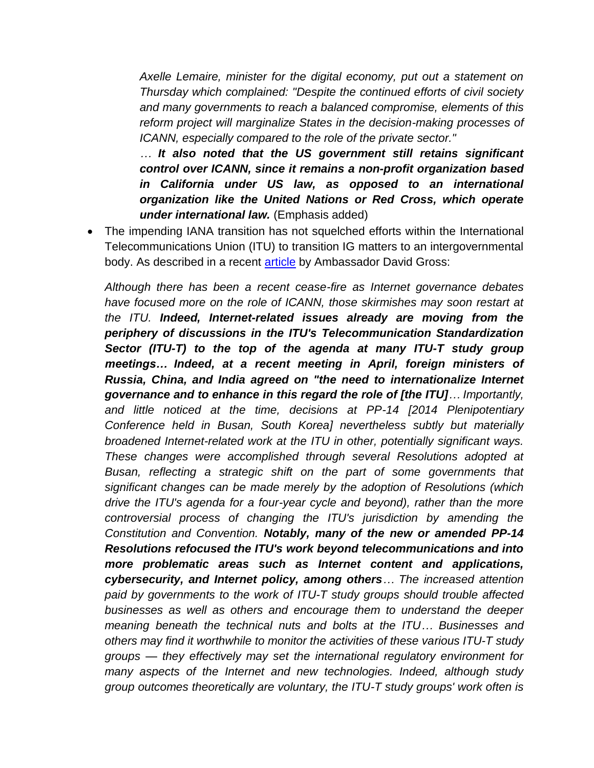*Axelle Lemaire, minister for the digital economy, put out a statement on Thursday which complained: "Despite the continued efforts of civil society and many governments to reach a balanced compromise, elements of this reform project will marginalize States in the decision-making processes of ICANN, especially compared to the role of the private sector."*

*…* ***It also noted that the US government still retains significant control over ICANN, since it remains a non-profit organization based in California under US law, as opposed to an international organization like the United Nations or Red Cross, which operate under international law.*** (Emphasis added)

- The impending IANA transition has not squelched efforts within the International Telecommunications Union (ITU) to transition IG matters to an intergovernmental body. As described in a recent [article](article) by Ambassador David Gross:

*Although there has been a recent cease-fire as Internet governance debates have focused more on the role of ICANN, those skirmishes may soon restart at the ITU.* ***Indeed, Internet-related issues already are moving from the periphery of discussions in the ITU's Telecommunication Standardization Sector (ITU-T) to the top of the agenda at many ITU-T study group meetings… Indeed, at a recent meeting in April, foreign ministers of Russia, China, and India agreed on "the need to internationalize Internet governance and to enhance in this regard the role of [the ITU]****… Importantly, and little noticed at the time, decisions at PP-14 [2014 Plenipotentiary Conference held in Busan, South Korea] nevertheless subtly but materially broadened Internet-related work at the ITU in other, potentially significant ways. These changes were accomplished through several Resolutions adopted at Busan, reflecting a strategic shift on the part of some governments that significant changes can be made merely by the adoption of Resolutions (which drive the ITU's agenda for a four-year cycle and beyond), rather than the more controversial process of changing the ITU's jurisdiction by amending the Constitution and Convention.* ***Notably, many of the new or amended PP-14 Resolutions refocused the ITU's work beyond telecommunications and into more problematic areas such as Internet content and applications, cybersecurity, and Internet policy, among others****… The increased attention paid by governments to the work of ITU-T study groups should trouble affected businesses as well as others and encourage them to understand the deeper meaning beneath the technical nuts and bolts at the ITU… Businesses and others may find it worthwhile to monitor the activities of these various ITU-T study groups — they effectively may set the international regulatory environment for many aspects of the Internet and new technologies. Indeed, although study group outcomes theoretically are voluntary, the ITU-T study groups' work often is*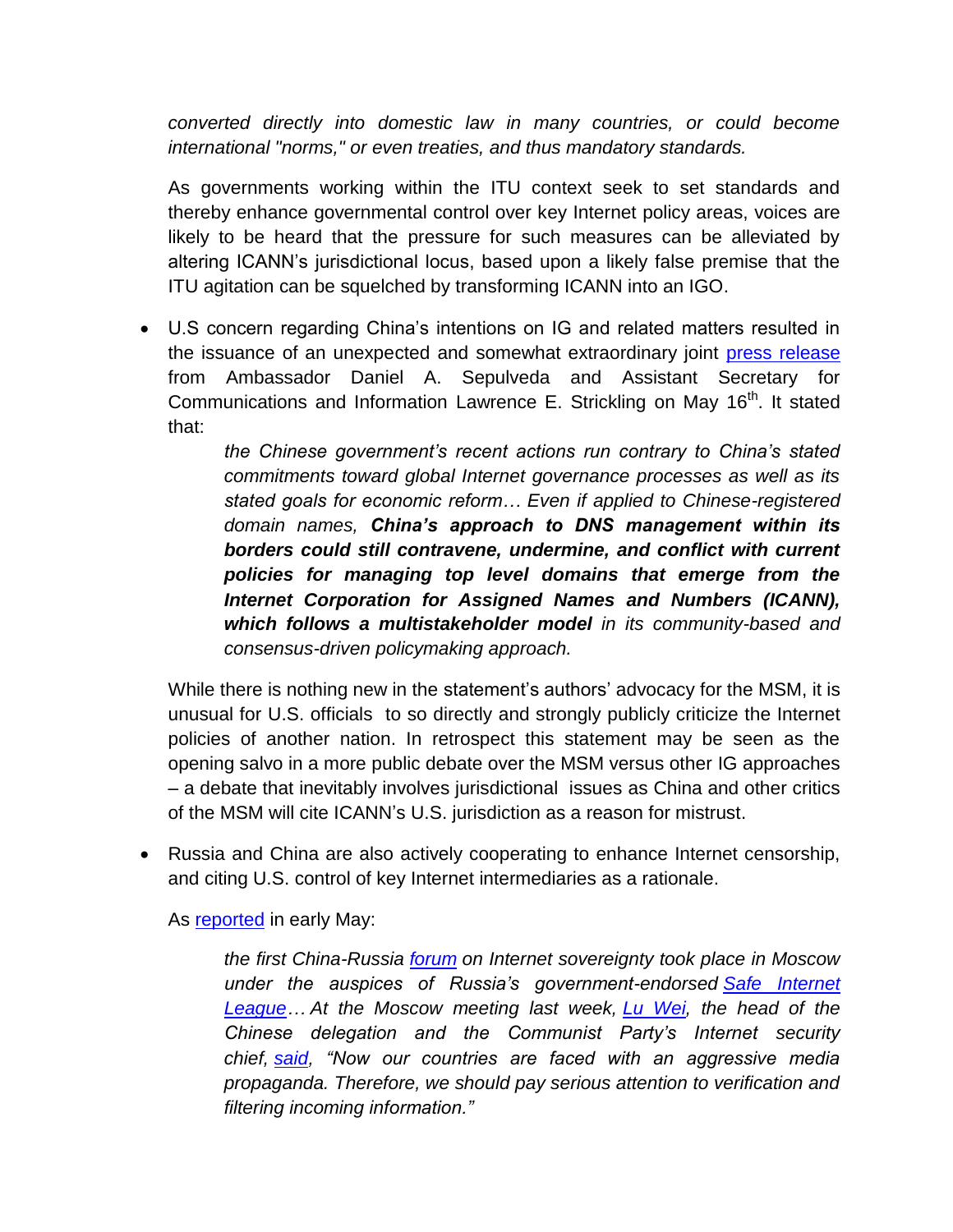*converted directly into domestic law in many countries, or could become international "norms," or even treaties, and thus mandatory standards.*

As governments working within the ITU context seek to set standards and thereby enhance governmental control over key Internet policy areas, voices are likely to be heard that the pressure for such measures can be alleviated by altering ICANN's jurisdictional locus, based upon a likely false premise that the ITU agitation can be squelched by transforming ICANN into an IGO.

- U.S concern regarding China's intentions on IG and related matters resulted in the issuance of an unexpected and somewhat extraordinary joint press release from Ambassador Daniel A. Sepulveda and Assistant Secretary for Communications and Information Lawrence E. Strickling on May 16th. It stated that:

  > *the Chinese government's recent actions run contrary to China's stated commitments toward global Internet governance processes as well as its stated goals for economic reform… Even if applied to Chinese-registered domain names, **China's approach to DNS management within its borders could still contravene, undermine, and conflict with current policies for managing top level domains that emerge from the Internet Corporation for Assigned Names and Numbers (ICANN), which follows a multistakeholder model** in its community-based and consensus-driven policymaking approach.*

  While there is nothing new in the statement's authors' advocacy for the MSM, it is unusual for U.S. officials to so directly and strongly publicly criticize the Internet policies of another nation. In retrospect this statement may be seen as the opening salvo in a more public debate over the MSM versus other IG approaches – a debate that inevitably involves jurisdictional issues as China and other critics of the MSM will cite ICANN's U.S. jurisdiction as a reason for mistrust.

- Russia and China are also actively cooperating to enhance Internet censorship, and citing U.S. control of key Internet intermediaries as a rationale.

  As reported in early May:

  > *the first China-Russia forum on Internet sovereignty took place in Moscow under the auspices of Russia's government-endorsed Safe Internet League… At the Moscow meeting last week, Lu Wei, the head of the Chinese delegation and the Communist Party's Internet security chief, said, "Now our countries are faced with an aggressive media propaganda. Therefore, we should pay serious attention to verification and filtering incoming information."*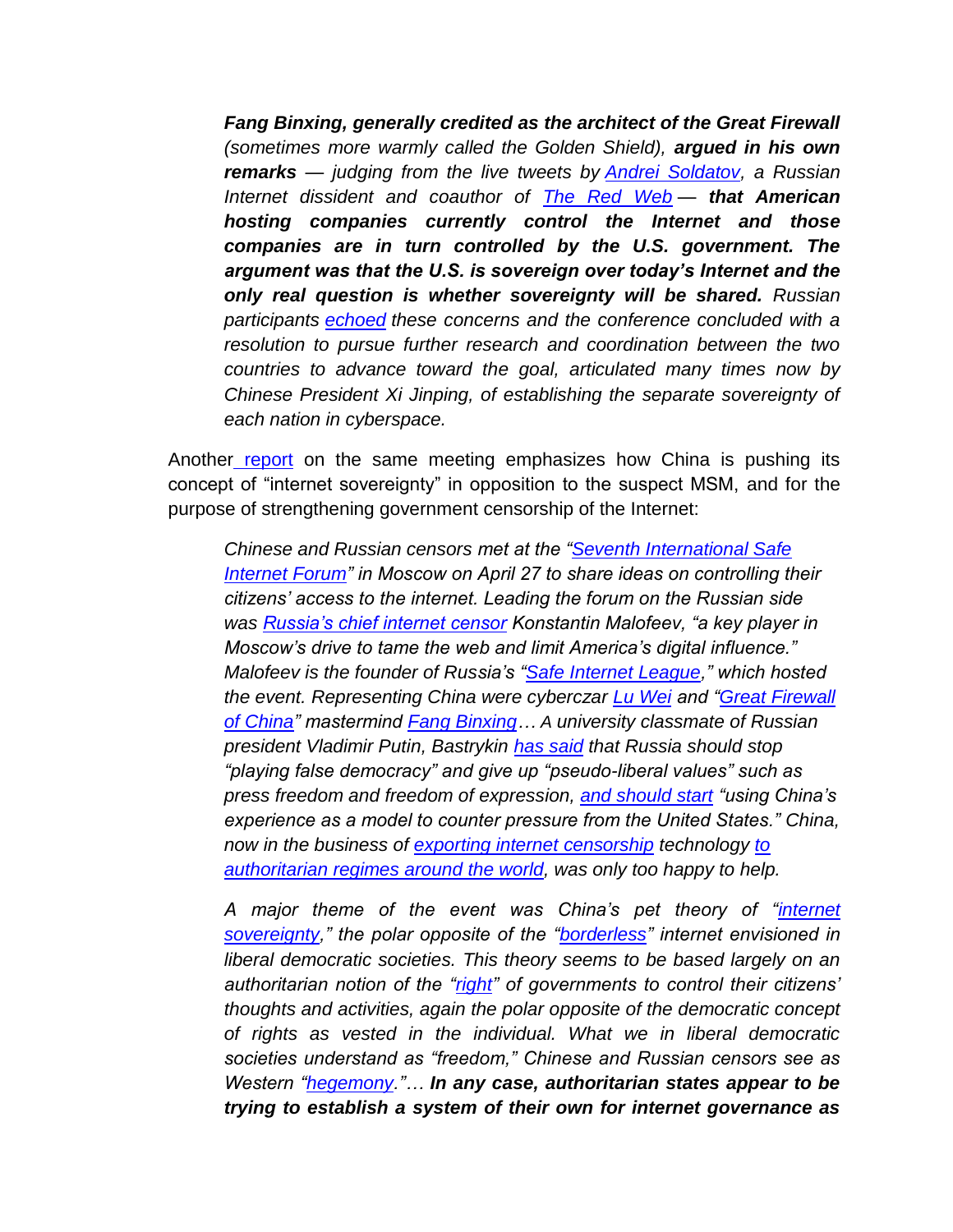> ***Fang Binxing, generally credited as the architect of the Great Firewall*** *(sometimes more warmly called the Golden Shield),* ***argued in his own remarks*** *— judging from the live tweets by [Andrei Soldatov](), a Russian Internet dissident and coauthor of [The Red Web]() —* ***that American hosting companies currently control the Internet and those companies are in turn controlled by the U.S. government. The argument was that the U.S. is sovereign over today's Internet and the only real question is whether sovereignty will be shared.*** *Russian participants [echoed]() these concerns and the conference concluded with a resolution to pursue further research and coordination between the two countries to advance toward the goal, articulated many times now by Chinese President Xi Jinping, of establishing the separate sovereignty of each nation in cyberspace.*

Another [report]() on the same meeting emphasizes how China is pushing its concept of "internet sovereignty" in opposition to the suspect MSM, and for the purpose of strengthening government censorship of the Internet:

> *Chinese and Russian censors met at the "[Seventh International Safe Internet Forum]()" in Moscow on April 27 to share ideas on controlling their citizens' access to the internet. Leading the forum on the Russian side was [Russia's chief internet censor]() Konstantin Malofeev, "a key player in Moscow's drive to tame the web and limit America's digital influence." Malofeev is the founder of Russia's "[Safe Internet League](),*" *which hosted the event. Representing China were cyberczar [Lu Wei]() and "[Great Firewall of China]()" mastermind [Fang Binxing]()… A university classmate of Russian president Vladimir Putin, Bastrykin [has said]() that Russia should stop "playing false democracy" and give up "pseudo-liberal values" such as press freedom and freedom of expression, [and should start]() "using China's experience as a model to counter pressure from the United States." China, now in the business of [exporting internet censorship]() technology [to authoritarian regimes around the world](), was only too happy to help.*
>
> *A major theme of the event was China's pet theory of "[internet sovereignty](),*" *the polar opposite of the "[borderless]()" internet envisioned in liberal democratic societies. This theory seems to be based largely on an authoritarian notion of the "[right]()" of governments to control their citizens' thoughts and activities, again the polar opposite of the democratic concept of rights as vested in the individual. What we in liberal democratic societies understand as "freedom," Chinese and Russian censors see as Western "[hegemony]()."…* ***In any case, authoritarian states appear to be trying to establish a system of their own for internet governance as***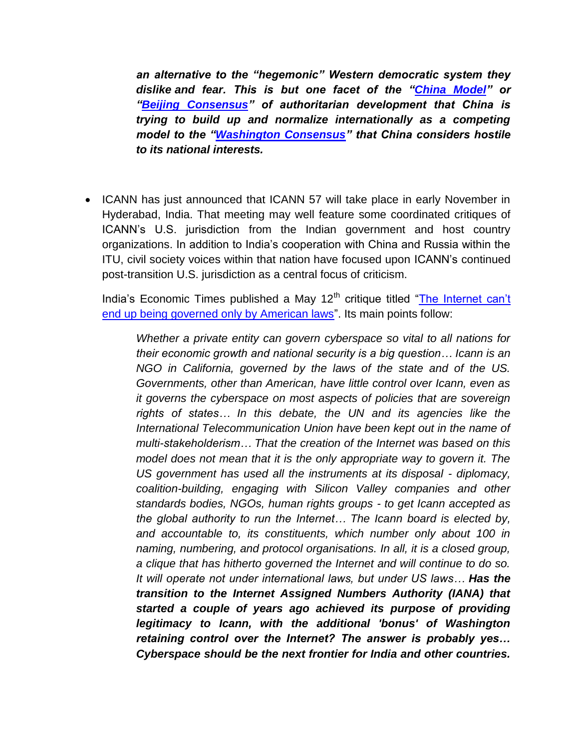> ***an alternative to the "hegemonic" Western democratic system they dislike and fear. This is but one facet of the "[China Model](#)" or "[Beijing Consensus](#)" of authoritarian development that China is trying to build up and normalize internationally as a competing model to the "[Washington Consensus](#)" that China considers hostile to its national interests.***

- ICANN has just announced that ICANN 57 will take place in early November in Hyderabad, India. That meeting may well feature some coordinated critiques of ICANN's U.S. jurisdiction from the Indian government and host country organizations. In addition to India's cooperation with China and Russia within the ITU, civil society voices within that nation have focused upon ICANN's continued post-transition U.S. jurisdiction as a central focus of criticism.

  India's Economic Times published a May 12th critique titled "[The Internet can't end up being governed only by American laws](#)". Its main points follow:

  > *Whether a private entity can govern cyberspace so vital to all nations for their economic growth and national security is a big question… Icann is an NGO in California, governed by the laws of the state and of the US. Governments, other than American, have little control over Icann, even as it governs the cyberspace on most aspects of policies that are sovereign rights of states… In this debate, the UN and its agencies like the International Telecommunication Union have been kept out in the name of multi-stakeholderism… That the creation of the Internet was based on this model does not mean that it is the only appropriate way to govern it. The US government has used all the instruments at its disposal - diplomacy, coalition-building, engaging with Silicon Valley companies and other standards bodies, NGOs, human rights groups - to get Icann accepted as the global authority to run the Internet… The Icann board is elected by, and accountable to, its constituents, which number only about 100 in naming, numbering, and protocol organisations. In all, it is a closed group, a clique that has hitherto governed the Internet and will continue to do so. It will operate not under international laws, but under US laws…* ***Has the transition to the Internet Assigned Numbers Authority (IANA) that started a couple of years ago achieved its purpose of providing legitimacy to Icann, with the additional 'bonus' of Washington retaining control over the Internet? The answer is probably yes… Cyberspace should be the next frontier for India and other countries.***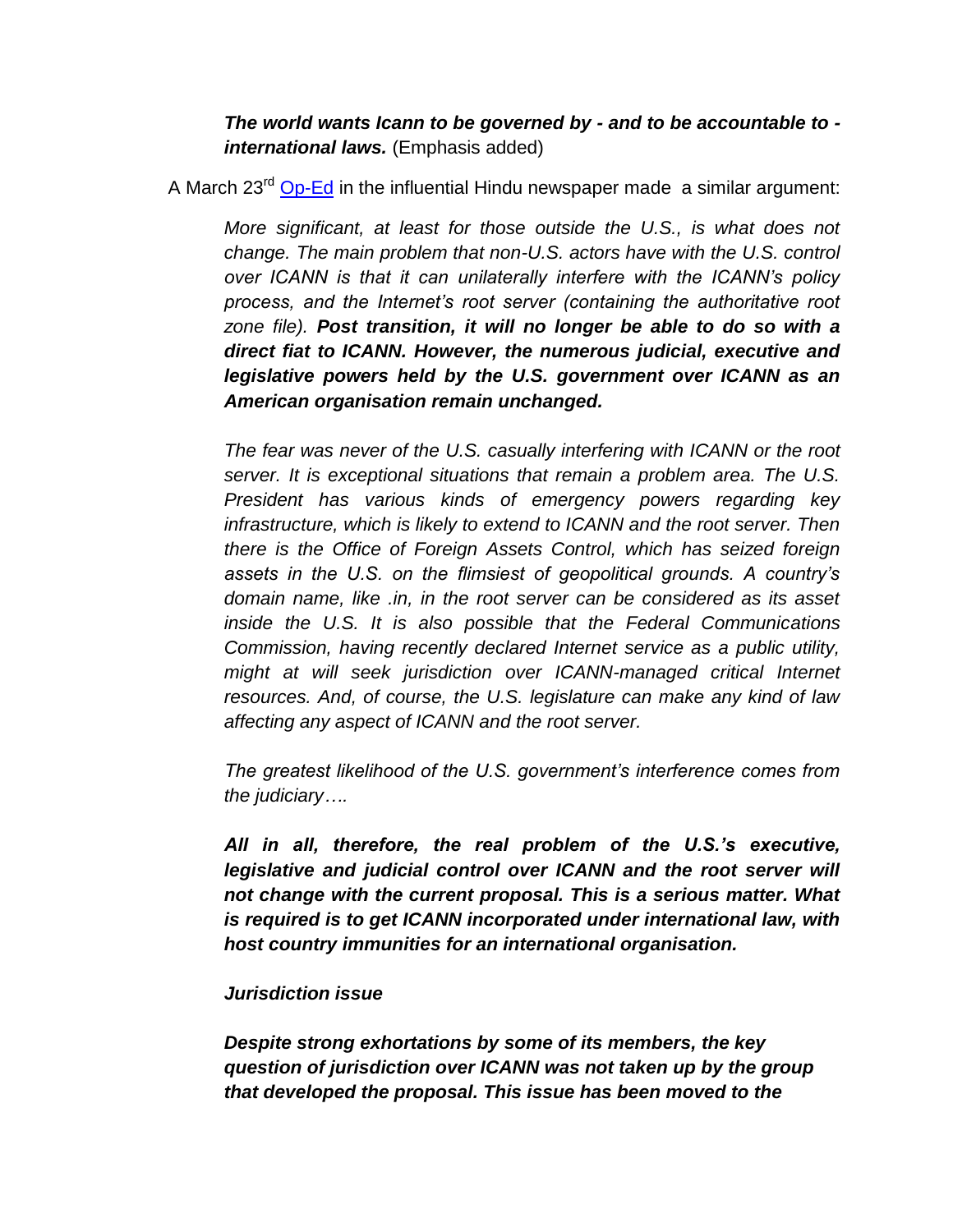> ***The world wants Icann to be governed by - and to be accountable to - international laws.*** (Emphasis added)

A March 23rd Op-Ed in the influential Hindu newspaper made a similar argument:

> *More significant, at least for those outside the U.S., is what does not change. The main problem that non-U.S. actors have with the U.S. control over ICANN is that it can unilaterally interfere with the ICANN's policy process, and the Internet's root server (containing the authoritative root zone file).* ***Post transition, it will no longer be able to do so with a direct fiat to ICANN. However, the numerous judicial, executive and legislative powers held by the U.S. government over ICANN as an American organisation remain unchanged.***
>
> *The fear was never of the U.S. casually interfering with ICANN or the root server. It is exceptional situations that remain a problem area. The U.S. President has various kinds of emergency powers regarding key infrastructure, which is likely to extend to ICANN and the root server. Then there is the Office of Foreign Assets Control, which has seized foreign assets in the U.S. on the flimsiest of geopolitical grounds. A country's domain name, like .in, in the root server can be considered as its asset inside the U.S. It is also possible that the Federal Communications Commission, having recently declared Internet service as a public utility, might at will seek jurisdiction over ICANN-managed critical Internet resources. And, of course, the U.S. legislature can make any kind of law affecting any aspect of ICANN and the root server.*
>
> *The greatest likelihood of the U.S. government's interference comes from the judiciary….*
>
> ***All in all, therefore, the real problem of the U.S.'s executive, legislative and judicial control over ICANN and the root server will not change with the current proposal. This is a serious matter. What is required is to get ICANN incorporated under international law, with host country immunities for an international organisation.***
>
> ***Jurisdiction issue***
>
> ***Despite strong exhortations by some of its members, the key question of jurisdiction over ICANN was not taken up by the group that developed the proposal. This issue has been moved to the***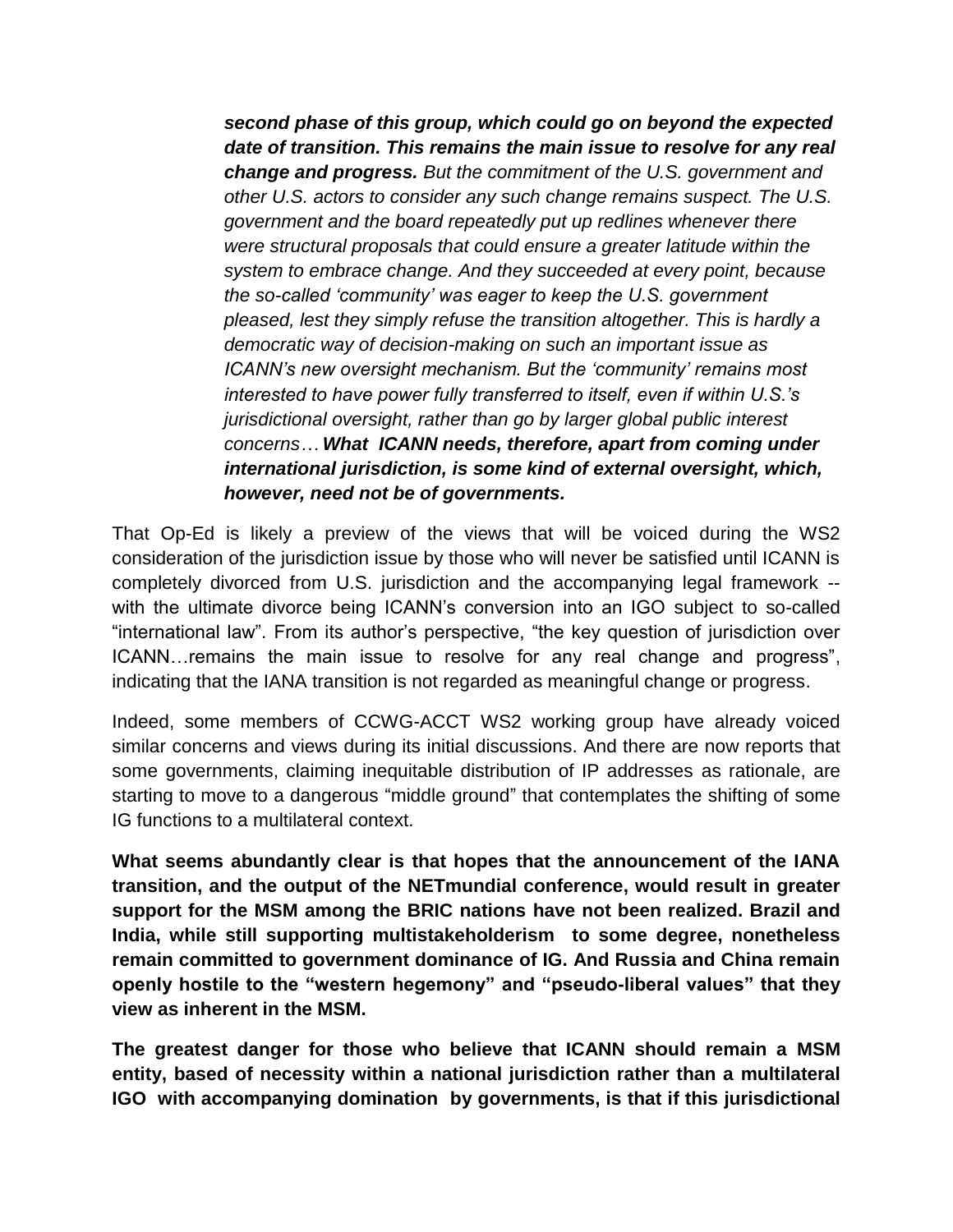> ***second phase of this group, which could go on beyond the expected date of transition. This remains the main issue to resolve for any real change and progress.*** *But the commitment of the U.S. government and other U.S. actors to consider any such change remains suspect. The U.S. government and the board repeatedly put up redlines whenever there were structural proposals that could ensure a greater latitude within the system to embrace change. And they succeeded at every point, because the so-called 'community' was eager to keep the U.S. government pleased, lest they simply refuse the transition altogether. This is hardly a democratic way of decision-making on such an important issue as ICANN's new oversight mechanism. But the 'community' remains most interested to have power fully transferred to itself, even if within U.S.'s jurisdictional oversight, rather than go by larger global public interest concerns…* ***What ICANN needs, therefore, apart from coming under international jurisdiction, is some kind of external oversight, which, however, need not be of governments.***

That Op-Ed is likely a preview of the views that will be voiced during the WS2 consideration of the jurisdiction issue by those who will never be satisfied until ICANN is completely divorced from U.S. jurisdiction and the accompanying legal framework -- with the ultimate divorce being ICANN's conversion into an IGO subject to so-called "international law". From its author's perspective, "the key question of jurisdiction over ICANN…remains the main issue to resolve for any real change and progress", indicating that the IANA transition is not regarded as meaningful change or progress.

Indeed, some members of CCWG-ACCT WS2 working group have already voiced similar concerns and views during its initial discussions. And there are now reports that some governments, claiming inequitable distribution of IP addresses as rationale, are starting to move to a dangerous "middle ground" that contemplates the shifting of some IG functions to a multilateral context.

**What seems abundantly clear is that hopes that the announcement of the IANA transition, and the output of the NETmundial conference, would result in greater support for the MSM among the BRIC nations have not been realized. Brazil and India, while still supporting multistakeholderism to some degree, nonetheless remain committed to government dominance of IG. And Russia and China remain openly hostile to the "western hegemony" and "pseudo-liberal values" that they view as inherent in the MSM.**

**The greatest danger for those who believe that ICANN should remain a MSM entity, based of necessity within a national jurisdiction rather than a multilateral IGO with accompanying domination by governments, is that if this jurisdictional**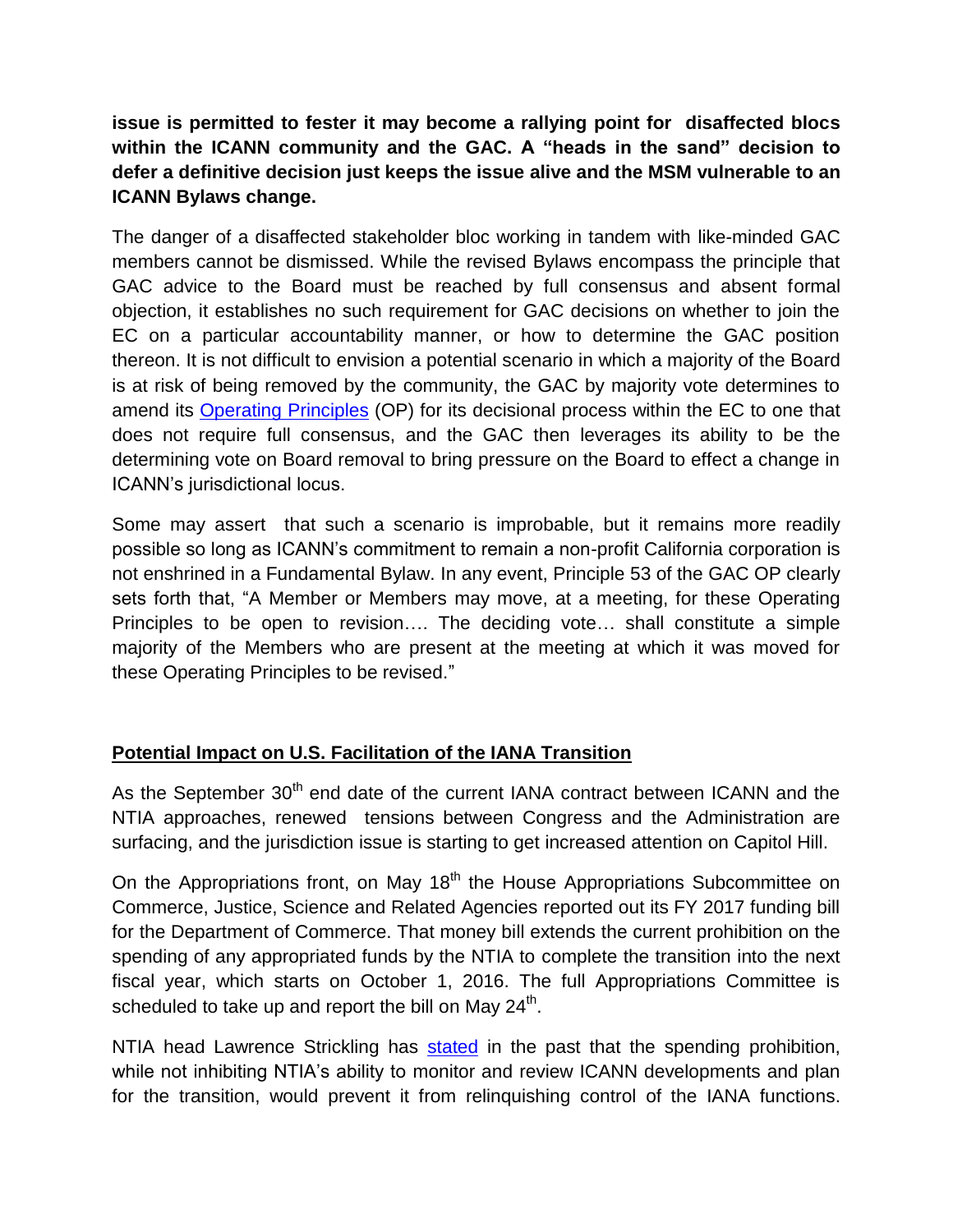**issue is permitted to fester it may become a rallying point for disaffected blocs within the ICANN community and the GAC. A "heads in the sand" decision to defer a definitive decision just keeps the issue alive and the MSM vulnerable to an ICANN Bylaws change.**

The danger of a disaffected stakeholder bloc working in tandem with like-minded GAC members cannot be dismissed. While the revised Bylaws encompass the principle that GAC advice to the Board must be reached by full consensus and absent formal objection, it establishes no such requirement for GAC decisions on whether to join the EC on a particular accountability manner, or how to determine the GAC position thereon. It is not difficult to envision a potential scenario in which a majority of the Board is at risk of being removed by the community, the GAC by majority vote determines to amend its Operating Principles (OP) for its decisional process within the EC to one that does not require full consensus, and the GAC then leverages its ability to be the determining vote on Board removal to bring pressure on the Board to effect a change in ICANN's jurisdictional locus.

Some may assert that such a scenario is improbable, but it remains more readily possible so long as ICANN's commitment to remain a non-profit California corporation is not enshrined in a Fundamental Bylaw. In any event, Principle 53 of the GAC OP clearly sets forth that, "A Member or Members may move, at a meeting, for these Operating Principles to be open to revision…. The deciding vote… shall constitute a simple majority of the Members who are present at the meeting at which it was moved for these Operating Principles to be revised."

## Potential Impact on U.S. Facilitation of the IANA Transition

As the September 30th end date of the current IANA contract between ICANN and the NTIA approaches, renewed tensions between Congress and the Administration are surfacing, and the jurisdiction issue is starting to get increased attention on Capitol Hill.

On the Appropriations front, on May 18th the House Appropriations Subcommittee on Commerce, Justice, Science and Related Agencies reported out its FY 2017 funding bill for the Department of Commerce. That money bill extends the current prohibition on the spending of any appropriated funds by the NTIA to complete the transition into the next fiscal year, which starts on October 1, 2016. The full Appropriations Committee is scheduled to take up and report the bill on May 24th.

NTIA head Lawrence Strickling has stated in the past that the spending prohibition, while not inhibiting NTIA's ability to monitor and review ICANN developments and plan for the transition, would prevent it from relinquishing control of the IANA functions.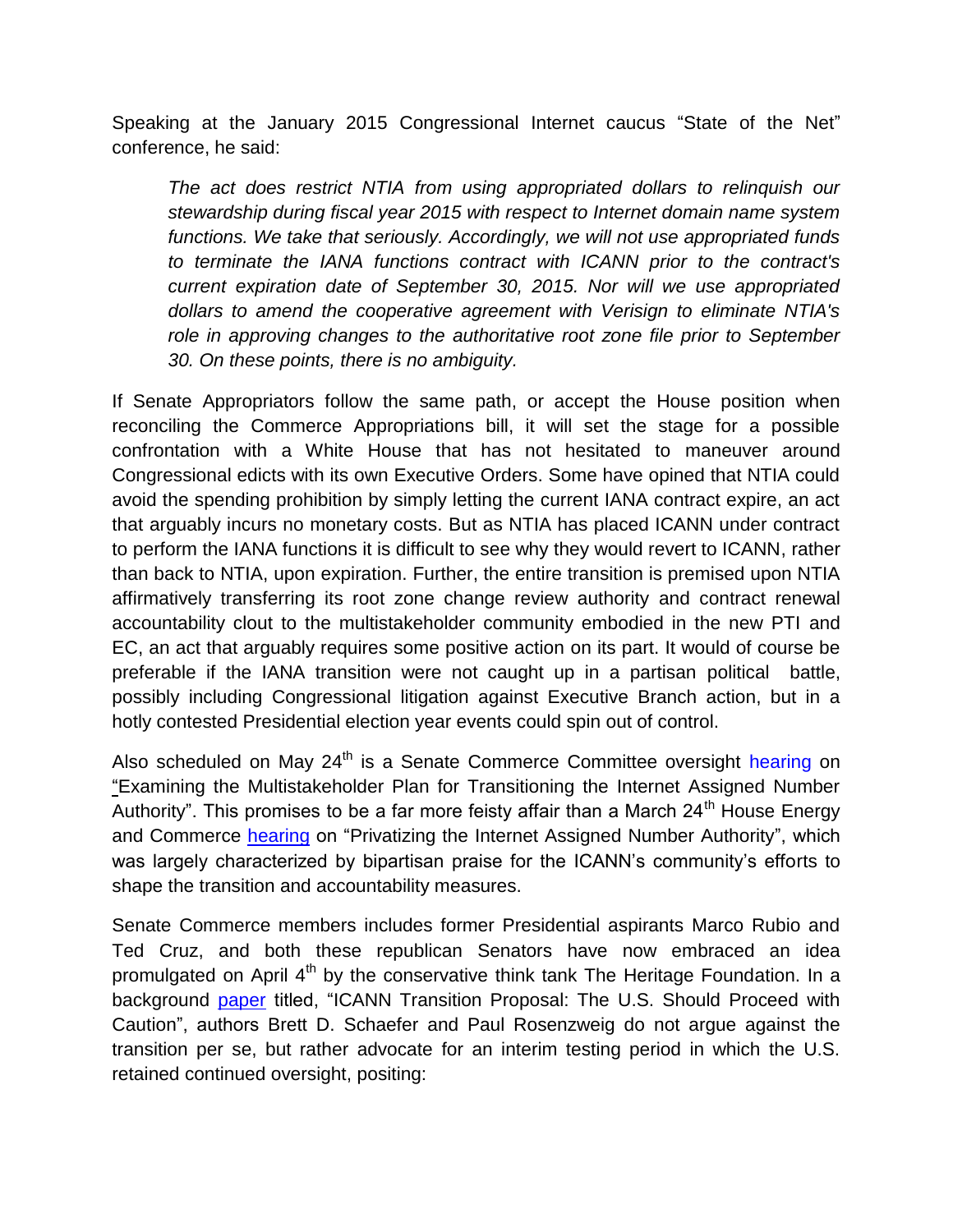Speaking at the January 2015 Congressional Internet caucus "State of the Net" conference, he said:

> *The act does restrict NTIA from using appropriated dollars to relinquish our stewardship during fiscal year 2015 with respect to Internet domain name system functions. We take that seriously. Accordingly, we will not use appropriated funds to terminate the IANA functions contract with ICANN prior to the contract's current expiration date of September 30, 2015. Nor will we use appropriated dollars to amend the cooperative agreement with Verisign to eliminate NTIA's role in approving changes to the authoritative root zone file prior to September 30. On these points, there is no ambiguity.*

If Senate Appropriators follow the same path, or accept the House position when reconciling the Commerce Appropriations bill, it will set the stage for a possible confrontation with a White House that has not hesitated to maneuver around Congressional edicts with its own Executive Orders. Some have opined that NTIA could avoid the spending prohibition by simply letting the current IANA contract expire, an act that arguably incurs no monetary costs. But as NTIA has placed ICANN under contract to perform the IANA functions it is difficult to see why they would revert to ICANN, rather than back to NTIA, upon expiration. Further, the entire transition is premised upon NTIA affirmatively transferring its root zone change review authority and contract renewal accountability clout to the multistakeholder community embodied in the new PTI and EC, an act that arguably requires some positive action on its part. It would of course be preferable if the IANA transition were not caught up in a partisan political battle, possibly including Congressional litigation against Executive Branch action, but in a hotly contested Presidential election year events could spin out of control.

Also scheduled on May 24th is a Senate Commerce Committee oversight hearing on "Examining the Multistakeholder Plan for Transitioning the Internet Assigned Number Authority". This promises to be a far more feisty affair than a March 24th House Energy and Commerce hearing on "Privatizing the Internet Assigned Number Authority", which was largely characterized by bipartisan praise for the ICANN's community's efforts to shape the transition and accountability measures.

Senate Commerce members includes former Presidential aspirants Marco Rubio and Ted Cruz, and both these republican Senators have now embraced an idea promulgated on April 4th by the conservative think tank The Heritage Foundation. In a background paper titled, "ICANN Transition Proposal: The U.S. Should Proceed with Caution", authors Brett D. Schaefer and Paul Rosenzweig do not argue against the transition per se, but rather advocate for an interim testing period in which the U.S. retained continued oversight, positing: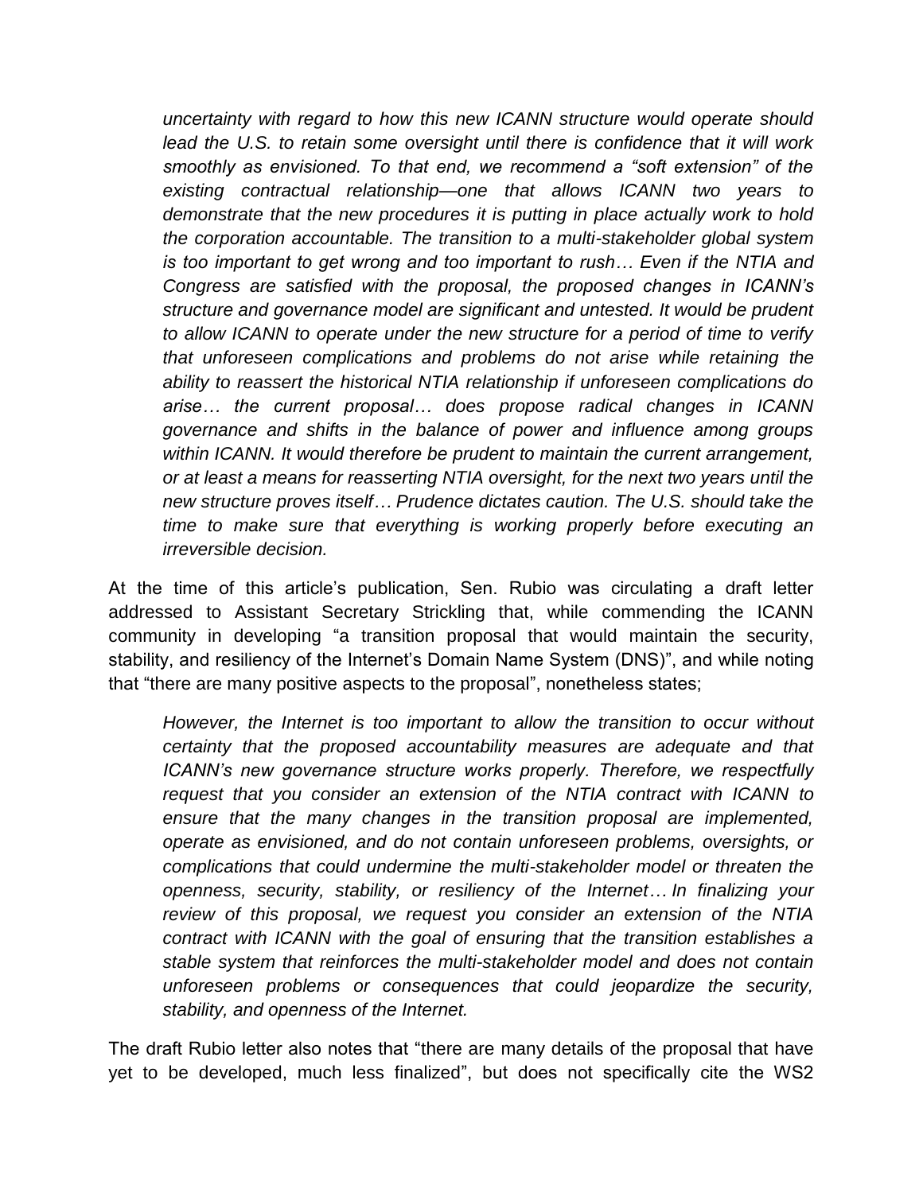> *uncertainty with regard to how this new ICANN structure would operate should lead the U.S. to retain some oversight until there is confidence that it will work smoothly as envisioned. To that end, we recommend a "soft extension" of the existing contractual relationship—one that allows ICANN two years to demonstrate that the new procedures it is putting in place actually work to hold the corporation accountable. The transition to a multi-stakeholder global system is too important to get wrong and too important to rush… Even if the NTIA and Congress are satisfied with the proposal, the proposed changes in ICANN's structure and governance model are significant and untested. It would be prudent to allow ICANN to operate under the new structure for a period of time to verify that unforeseen complications and problems do not arise while retaining the ability to reassert the historical NTIA relationship if unforeseen complications do arise… the current proposal… does propose radical changes in ICANN governance and shifts in the balance of power and influence among groups within ICANN. It would therefore be prudent to maintain the current arrangement, or at least a means for reasserting NTIA oversight, for the next two years until the new structure proves itself… Prudence dictates caution. The U.S. should take the time to make sure that everything is working properly before executing an irreversible decision.*

At the time of this article's publication, Sen. Rubio was circulating a draft letter addressed to Assistant Secretary Strickling that, while commending the ICANN community in developing "a transition proposal that would maintain the security, stability, and resiliency of the Internet's Domain Name System (DNS)", and while noting that "there are many positive aspects to the proposal", nonetheless states;

> *However, the Internet is too important to allow the transition to occur without certainty that the proposed accountability measures are adequate and that ICANN's new governance structure works properly. Therefore, we respectfully request that you consider an extension of the NTIA contract with ICANN to ensure that the many changes in the transition proposal are implemented, operate as envisioned, and do not contain unforeseen problems, oversights, or complications that could undermine the multi-stakeholder model or threaten the openness, security, stability, or resiliency of the Internet… In finalizing your review of this proposal, we request you consider an extension of the NTIA contract with ICANN with the goal of ensuring that the transition establishes a stable system that reinforces the multi-stakeholder model and does not contain unforeseen problems or consequences that could jeopardize the security, stability, and openness of the Internet.*

The draft Rubio letter also notes that "there are many details of the proposal that have yet to be developed, much less finalized", but does not specifically cite the WS2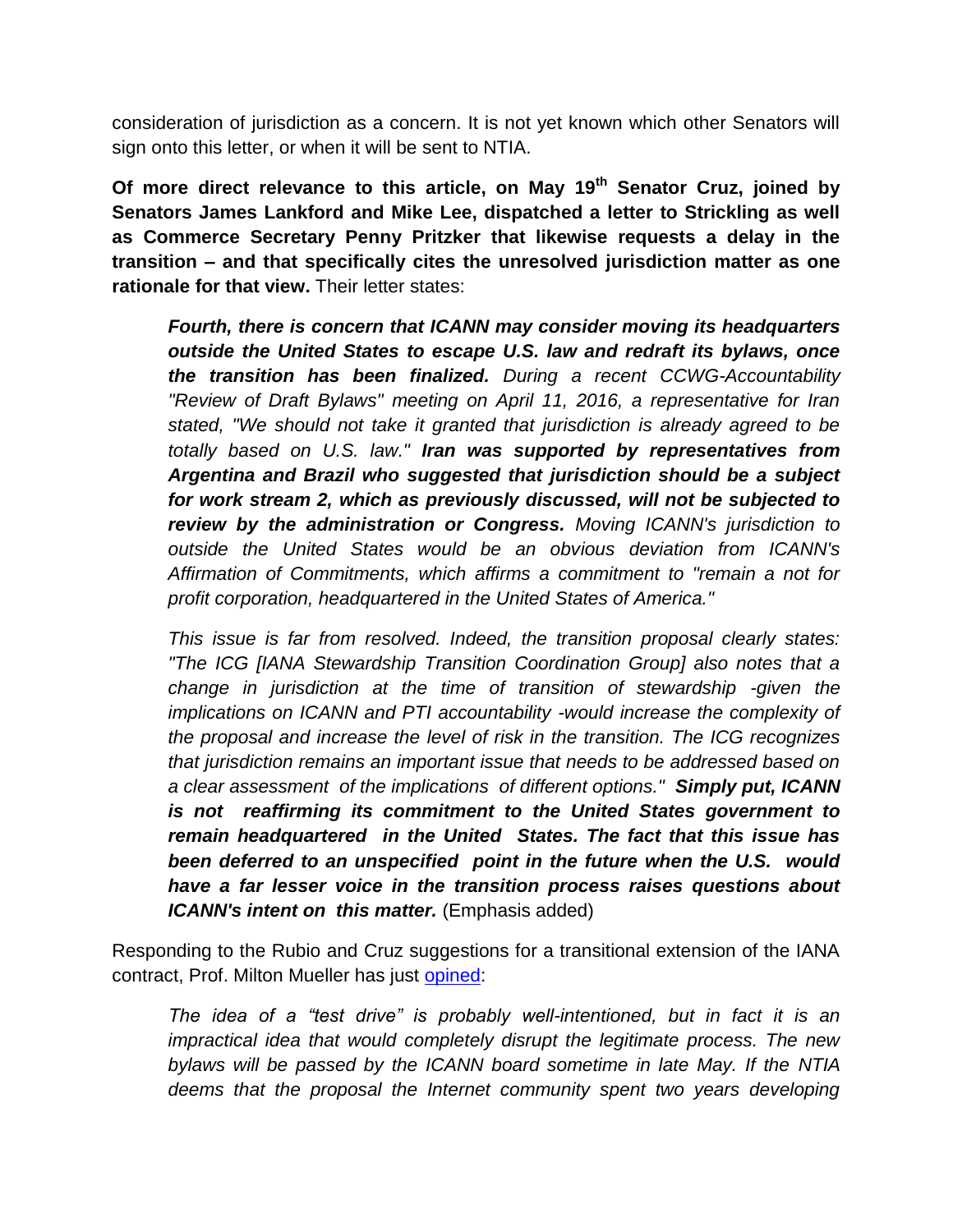consideration of jurisdiction as a concern. It is not yet known which other Senators will sign onto this letter, or when it will be sent to NTIA.

**Of more direct relevance to this article, on May 19th Senator Cruz, joined by Senators James Lankford and Mike Lee, dispatched a letter to Strickling as well as Commerce Secretary Penny Pritzker that likewise requests a delay in the transition – and that specifically cites the unresolved jurisdiction matter as one rationale for that view.** Their letter states:

> ***Fourth, there is concern that ICANN may consider moving its headquarters outside the United States to escape U.S. law and redraft its bylaws, once the transition has been finalized.*** *During a recent CCWG-Accountability "Review of Draft Bylaws" meeting on April 11, 2016, a representative for Iran stated, "We should not take it granted that jurisdiction is already agreed to be totally based on U.S. law."* ***Iran was supported by representatives from Argentina and Brazil who suggested that jurisdiction should be a subject for work stream 2, which as previously discussed, will not be subjected to review by the administration or Congress.*** *Moving ICANN's jurisdiction to outside the United States would be an obvious deviation from ICANN's Affirmation of Commitments, which affirms a commitment to "remain a not for profit corporation, headquartered in the United States of America."*
>
> *This issue is far from resolved. Indeed, the transition proposal clearly states: "The ICG [IANA Stewardship Transition Coordination Group] also notes that a change in jurisdiction at the time of transition of stewardship -given the implications on ICANN and PTI accountability -would increase the complexity of the proposal and increase the level of risk in the transition. The ICG recognizes that jurisdiction remains an important issue that needs to be addressed based on a clear assessment of the implications of different options."* ***Simply put, ICANN is not reaffirming its commitment to the United States government to remain headquartered in the United States. The fact that this issue has been deferred to an unspecified point in the future when the U.S. would have a far lesser voice in the transition process raises questions about ICANN's intent on this matter.*** (Emphasis added)

Responding to the Rubio and Cruz suggestions for a transitional extension of the IANA contract, Prof. Milton Mueller has just opined:

> *The idea of a "test drive" is probably well-intentioned, but in fact it is an impractical idea that would completely disrupt the legitimate process. The new bylaws will be passed by the ICANN board sometime in late May. If the NTIA deems that the proposal the Internet community spent two years developing*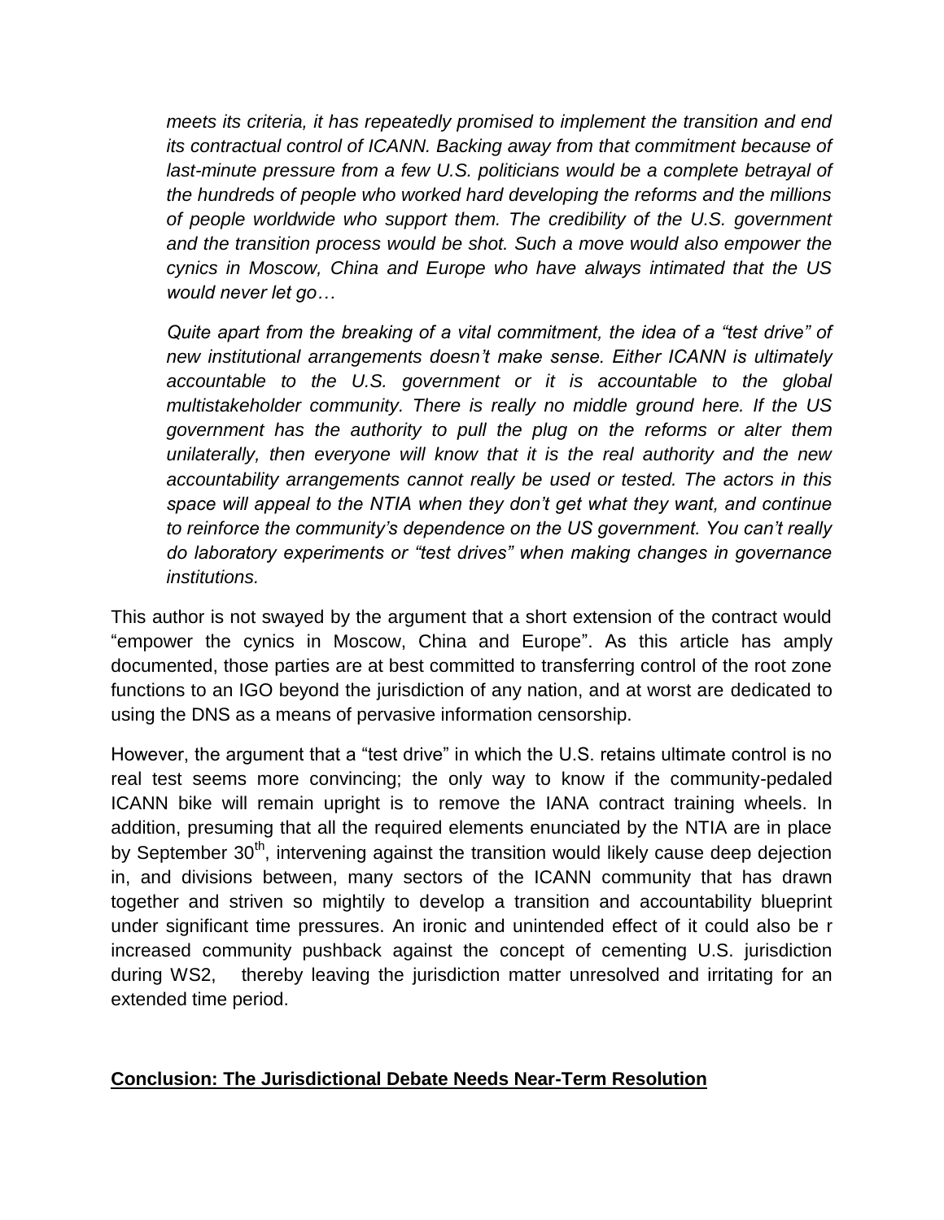> *meets its criteria, it has repeatedly promised to implement the transition and end its contractual control of ICANN. Backing away from that commitment because of last-minute pressure from a few U.S. politicians would be a complete betrayal of the hundreds of people who worked hard developing the reforms and the millions of people worldwide who support them. The credibility of the U.S. government and the transition process would be shot. Such a move would also empower the cynics in Moscow, China and Europe who have always intimated that the US would never let go…*
>
> *Quite apart from the breaking of a vital commitment, the idea of a "test drive" of new institutional arrangements doesn't make sense. Either ICANN is ultimately accountable to the U.S. government or it is accountable to the global multistakeholder community. There is really no middle ground here. If the US government has the authority to pull the plug on the reforms or alter them unilaterally, then everyone will know that it is the real authority and the new accountability arrangements cannot really be used or tested. The actors in this space will appeal to the NTIA when they don't get what they want, and continue to reinforce the community's dependence on the US government. You can't really do laboratory experiments or "test drives" when making changes in governance institutions.*

This author is not swayed by the argument that a short extension of the contract would "empower the cynics in Moscow, China and Europe". As this article has amply documented, those parties are at best committed to transferring control of the root zone functions to an IGO beyond the jurisdiction of any nation, and at worst are dedicated to using the DNS as a means of pervasive information censorship.

However, the argument that a "test drive" in which the U.S. retains ultimate control is no real test seems more convincing; the only way to know if the community-pedaled ICANN bike will remain upright is to remove the IANA contract training wheels. In addition, presuming that all the required elements enunciated by the NTIA are in place by September 30th, intervening against the transition would likely cause deep dejection in, and divisions between, many sectors of the ICANN community that has drawn together and striven so mightily to develop a transition and accountability blueprint under significant time pressures. An ironic and unintended effect of it could also be r increased community pushback against the concept of cementing U.S. jurisdiction during WS2, thereby leaving the jurisdiction matter unresolved and irritating for an extended time period.

## Conclusion: The Jurisdictional Debate Needs Near-Term Resolution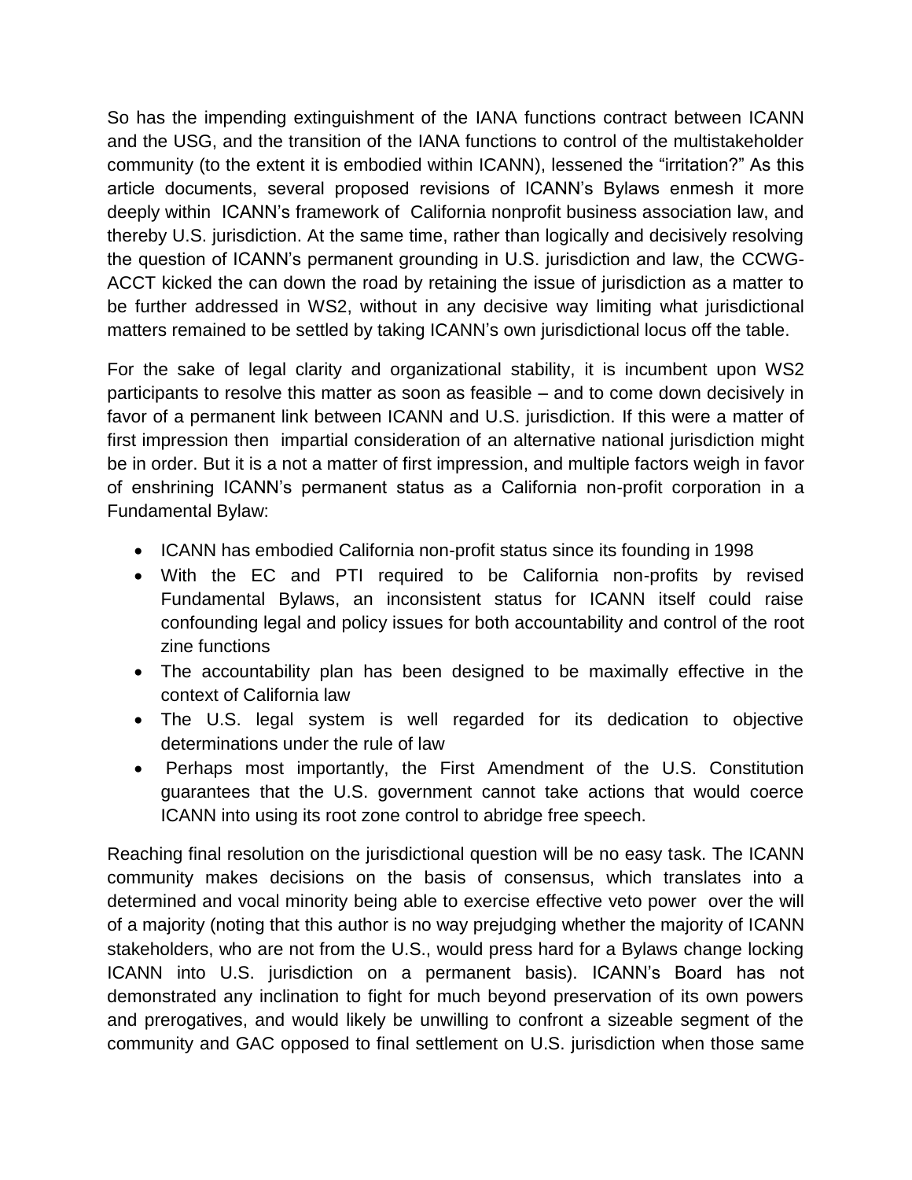So has the impending extinguishment of the IANA functions contract between ICANN and the USG, and the transition of the IANA functions to control of the multistakeholder community (to the extent it is embodied within ICANN), lessened the "irritation?" As this article documents, several proposed revisions of ICANN's Bylaws enmesh it more deeply within ICANN's framework of California nonprofit business association law, and thereby U.S. jurisdiction. At the same time, rather than logically and decisively resolving the question of ICANN's permanent grounding in U.S. jurisdiction and law, the CCWG-ACCT kicked the can down the road by retaining the issue of jurisdiction as a matter to be further addressed in WS2, without in any decisive way limiting what jurisdictional matters remained to be settled by taking ICANN's own jurisdictional locus off the table.

For the sake of legal clarity and organizational stability, it is incumbent upon WS2 participants to resolve this matter as soon as feasible – and to come down decisively in favor of a permanent link between ICANN and U.S. jurisdiction. If this were a matter of first impression then impartial consideration of an alternative national jurisdiction might be in order. But it is a not a matter of first impression, and multiple factors weigh in favor of enshrining ICANN's permanent status as a California non-profit corporation in a Fundamental Bylaw:

- ICANN has embodied California non-profit status since its founding in 1998
- With the EC and PTI required to be California non-profits by revised Fundamental Bylaws, an inconsistent status for ICANN itself could raise confounding legal and policy issues for both accountability and control of the root zine functions
- The accountability plan has been designed to be maximally effective in the context of California law
- The U.S. legal system is well regarded for its dedication to objective determinations under the rule of law
- Perhaps most importantly, the First Amendment of the U.S. Constitution guarantees that the U.S. government cannot take actions that would coerce ICANN into using its root zone control to abridge free speech.

Reaching final resolution on the jurisdictional question will be no easy task. The ICANN community makes decisions on the basis of consensus, which translates into a determined and vocal minority being able to exercise effective veto power over the will of a majority (noting that this author is no way prejudging whether the majority of ICANN stakeholders, who are not from the U.S., would press hard for a Bylaws change locking ICANN into U.S. jurisdiction on a permanent basis). ICANN's Board has not demonstrated any inclination to fight for much beyond preservation of its own powers and prerogatives, and would likely be unwilling to confront a sizeable segment of the community and GAC opposed to final settlement on U.S. jurisdiction when those same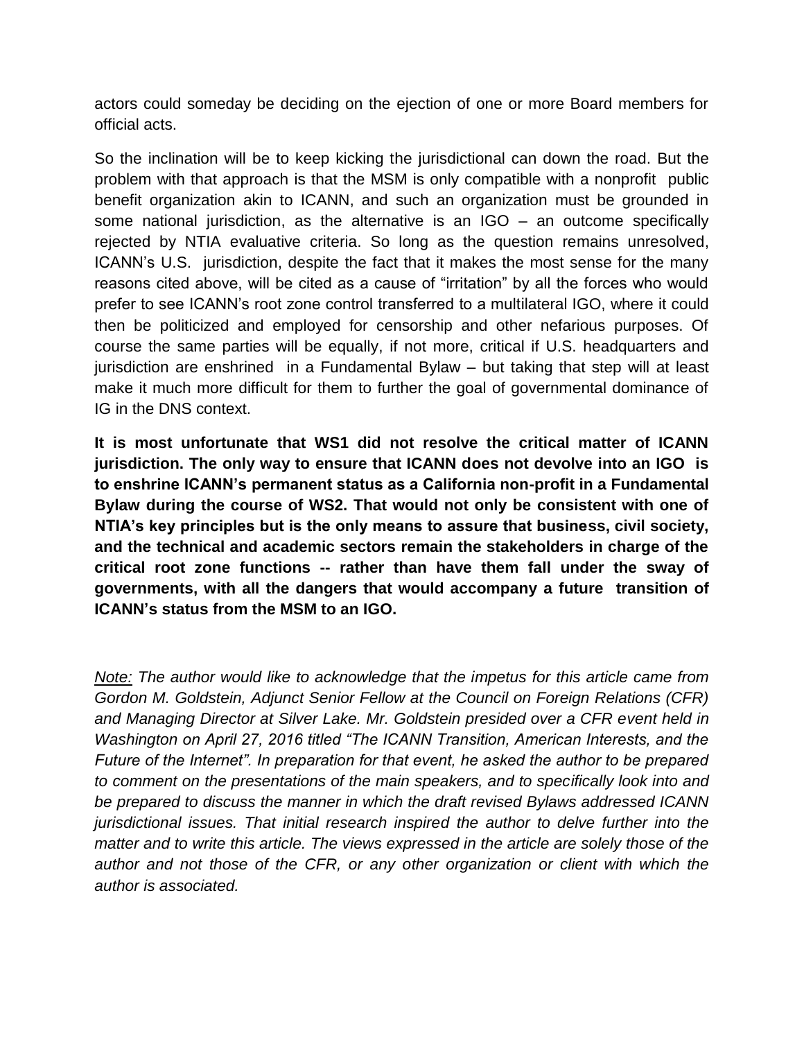actors could someday be deciding on the ejection of one or more Board members for official acts.

So the inclination will be to keep kicking the jurisdictional can down the road. But the problem with that approach is that the MSM is only compatible with a nonprofit public benefit organization akin to ICANN, and such an organization must be grounded in some national jurisdiction, as the alternative is an IGO – an outcome specifically rejected by NTIA evaluative criteria. So long as the question remains unresolved, ICANN's U.S. jurisdiction, despite the fact that it makes the most sense for the many reasons cited above, will be cited as a cause of "irritation" by all the forces who would prefer to see ICANN's root zone control transferred to a multilateral IGO, where it could then be politicized and employed for censorship and other nefarious purposes. Of course the same parties will be equally, if not more, critical if U.S. headquarters and jurisdiction are enshrined in a Fundamental Bylaw – but taking that step will at least make it much more difficult for them to further the goal of governmental dominance of IG in the DNS context.

**It is most unfortunate that WS1 did not resolve the critical matter of ICANN jurisdiction. The only way to ensure that ICANN does not devolve into an IGO is to enshrine ICANN's permanent status as a California non-profit in a Fundamental Bylaw during the course of WS2. That would not only be consistent with one of NTIA's key principles but is the only means to assure that business, civil society, and the technical and academic sectors remain the stakeholders in charge of the critical root zone functions -- rather than have them fall under the sway of governments, with all the dangers that would accompany a future transition of ICANN's status from the MSM to an IGO.**

*Note: The author would like to acknowledge that the impetus for this article came from Gordon M. Goldstein, Adjunct Senior Fellow at the Council on Foreign Relations (CFR) and Managing Director at Silver Lake. Mr. Goldstein presided over a CFR event held in Washington on April 27, 2016 titled "The ICANN Transition, American Interests, and the Future of the Internet". In preparation for that event, he asked the author to be prepared to comment on the presentations of the main speakers, and to specifically look into and be prepared to discuss the manner in which the draft revised Bylaws addressed ICANN jurisdictional issues. That initial research inspired the author to delve further into the matter and to write this article. The views expressed in the article are solely those of the author and not those of the CFR, or any other organization or client with which the author is associated.*